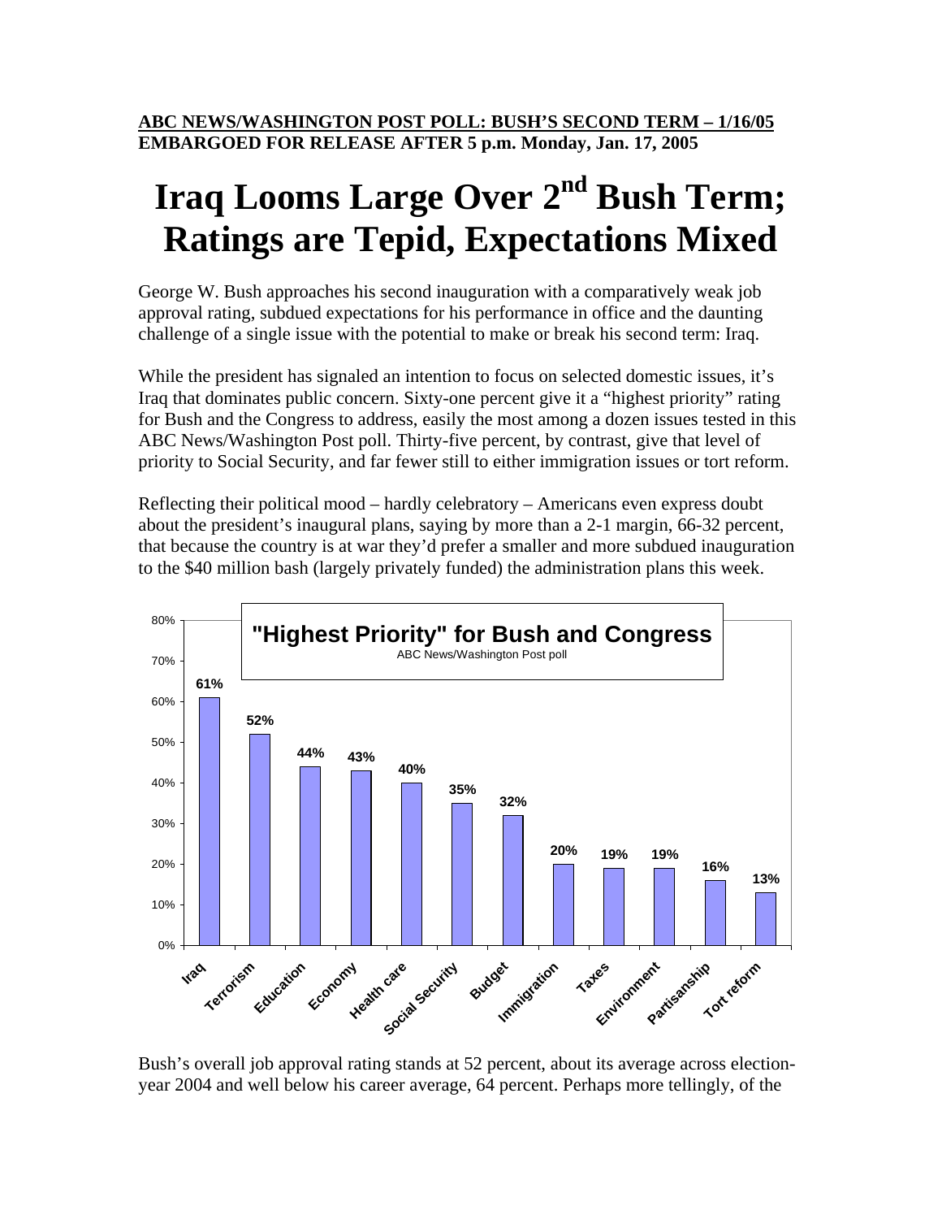**ABC NEWS/WASHINGTON POST POLL: BUSH'S SECOND TERM – 1/16/05**
**EMBARGOED FOR RELEASE AFTER 5 p.m. Monday, Jan. 17, 2005**

# Iraq Looms Large Over 2nd Bush Term; Ratings are Tepid, Expectations Mixed

George W. Bush approaches his second inauguration with a comparatively weak job approval rating, subdued expectations for his performance in office and the daunting challenge of a single issue with the potential to make or break his second term: Iraq.

While the president has signaled an intention to focus on selected domestic issues, it's Iraq that dominates public concern. Sixty-one percent give it a "highest priority" rating for Bush and the Congress to address, easily the most among a dozen issues tested in this ABC News/Washington Post poll. Thirty-five percent, by contrast, give that level of priority to Social Security, and far fewer still to either immigration issues or tort reform.

Reflecting their political mood – hardly celebratory – Americans even express doubt about the president's inaugural plans, saying by more than a 2-1 margin, 66-32 percent, that because the country is at war they'd prefer a smaller and more subdued inauguration to the $40 million bash (largely privately funded) the administration plans this week.

**"Highest Priority" for Bush and Congress**
ABC News/Washington Post poll

| Issue | Highest priority |
|---|---|
| Iraq | 61% |
| Terrorism | 52% |
| Education | 44% |
| Economy | 43% |
| Health care | 40% |
| Social Security | 35% |
| Budget | 32% |
| Immigration | 20% |
| Taxes | 19% |
| Environment | 19% |
| Partisanship | 16% |
| Tort reform | 13% |

Bush's overall job approval rating stands at 52 percent, about its average across election-year 2004 and well below his career average, 64 percent. Perhaps more tellingly, of the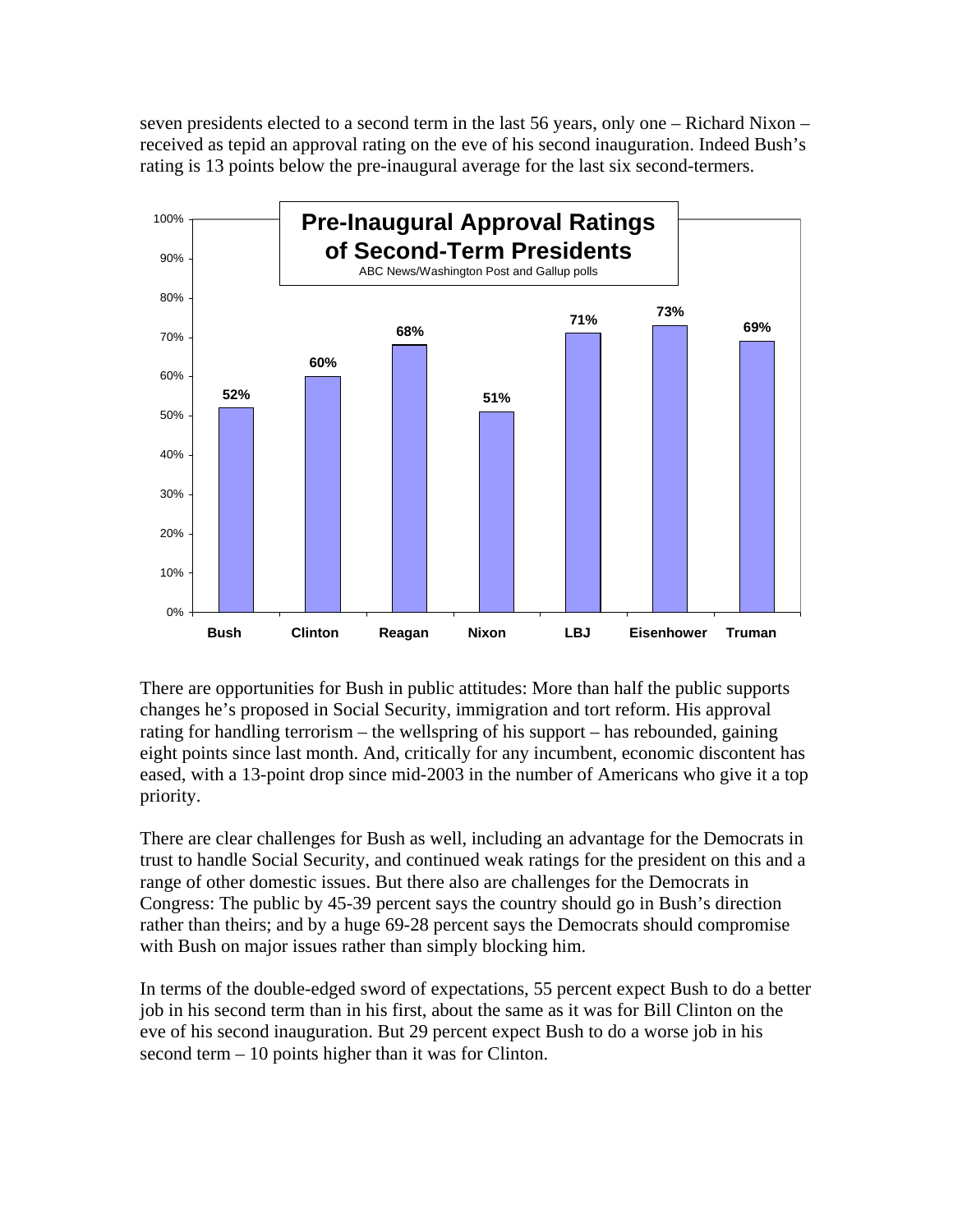seven presidents elected to a second term in the last 56 years, only one – Richard Nixon – received as tepid an approval rating on the eve of his second inauguration. Indeed Bush's rating is 13 points below the pre-inaugural average for the last six second-termers.

**Pre-Inaugural Approval Ratings of Second-Term Presidents**

ABC News/Washington Post and Gallup polls

| President | Approval |
| --- | --- |
| Bush | 52% |
| Clinton | 60% |
| Reagan | 68% |
| Nixon | 51% |
| LBJ | 71% |
| Eisenhower | 73% |
| Truman | 69% |

There are opportunities for Bush in public attitudes: More than half the public supports changes he's proposed in Social Security, immigration and tort reform. His approval rating for handling terrorism – the wellspring of his support – has rebounded, gaining eight points since last month. And, critically for any incumbent, economic discontent has eased, with a 13-point drop since mid-2003 in the number of Americans who give it a top priority.

There are clear challenges for Bush as well, including an advantage for the Democrats in trust to handle Social Security, and continued weak ratings for the president on this and a range of other domestic issues. But there also are challenges for the Democrats in Congress: The public by 45-39 percent says the country should go in Bush's direction rather than theirs; and by a huge 69-28 percent says the Democrats should compromise with Bush on major issues rather than simply blocking him.

In terms of the double-edged sword of expectations, 55 percent expect Bush to do a better job in his second term than in his first, about the same as it was for Bill Clinton on the eve of his second inauguration. But 29 percent expect Bush to do a worse job in his second term – 10 points higher than it was for Clinton.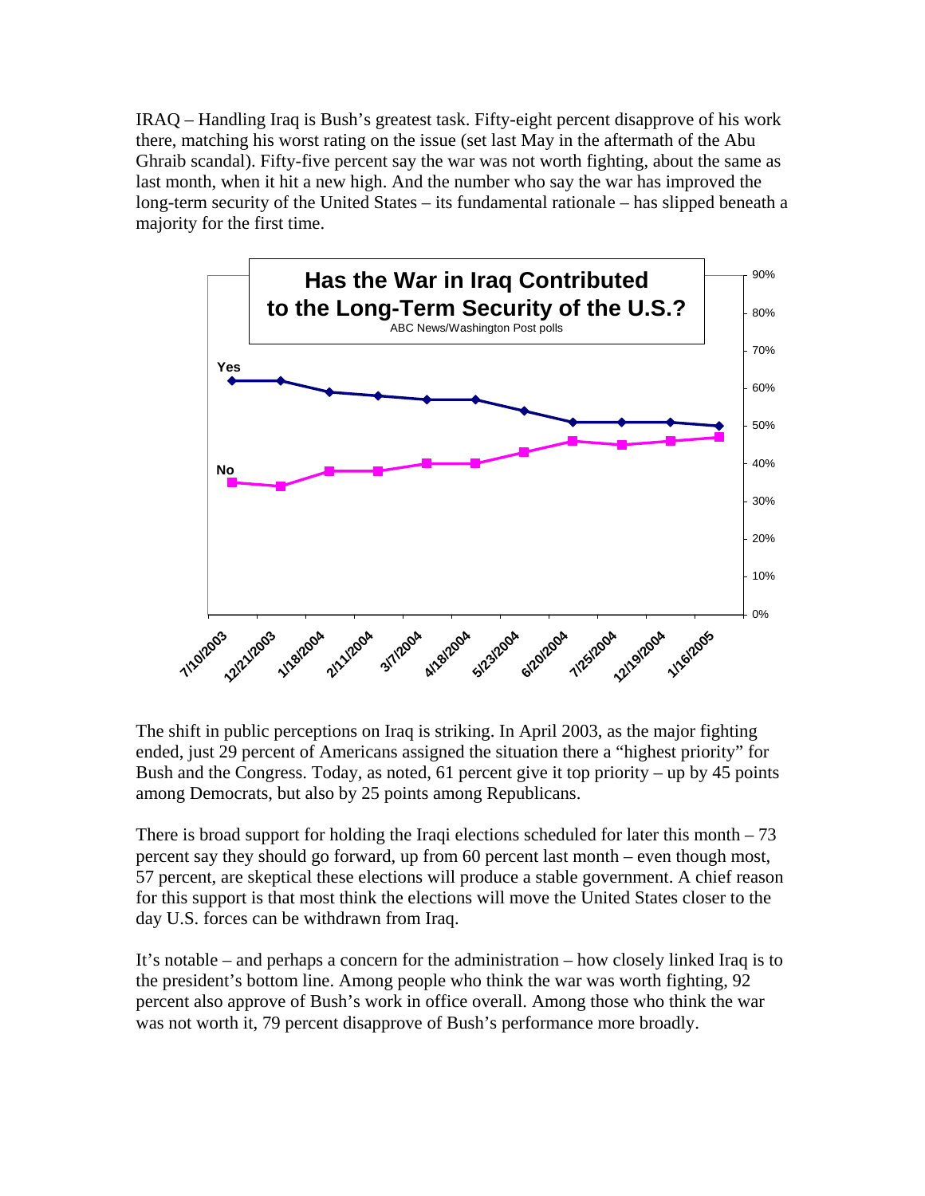IRAQ – Handling Iraq is Bush's greatest task. Fifty-eight percent disapprove of his work there, matching his worst rating on the issue (set last May in the aftermath of the Abu Ghraib scandal). Fifty-five percent say the war was not worth fighting, about the same as last month, when it hit a new high. And the number who say the war has improved the long-term security of the United States – its fundamental rationale – has slipped beneath a majority for the first time.

**Has the War in Iraq Contributed to the Long-Term Security of the U.S.?**

ABC News/Washington Post polls

The shift in public perceptions on Iraq is striking. In April 2003, as the major fighting ended, just 29 percent of Americans assigned the situation there a "highest priority" for Bush and the Congress. Today, as noted, 61 percent give it top priority – up by 45 points among Democrats, but also by 25 points among Republicans.

There is broad support for holding the Iraqi elections scheduled for later this month – 73 percent say they should go forward, up from 60 percent last month – even though most, 57 percent, are skeptical these elections will produce a stable government. A chief reason for this support is that most think the elections will move the United States closer to the day U.S. forces can be withdrawn from Iraq.

It's notable – and perhaps a concern for the administration – how closely linked Iraq is to the president's bottom line. Among people who think the war was worth fighting, 92 percent also approve of Bush's work in office overall. Among those who think the war was not worth it, 79 percent disapprove of Bush's performance more broadly.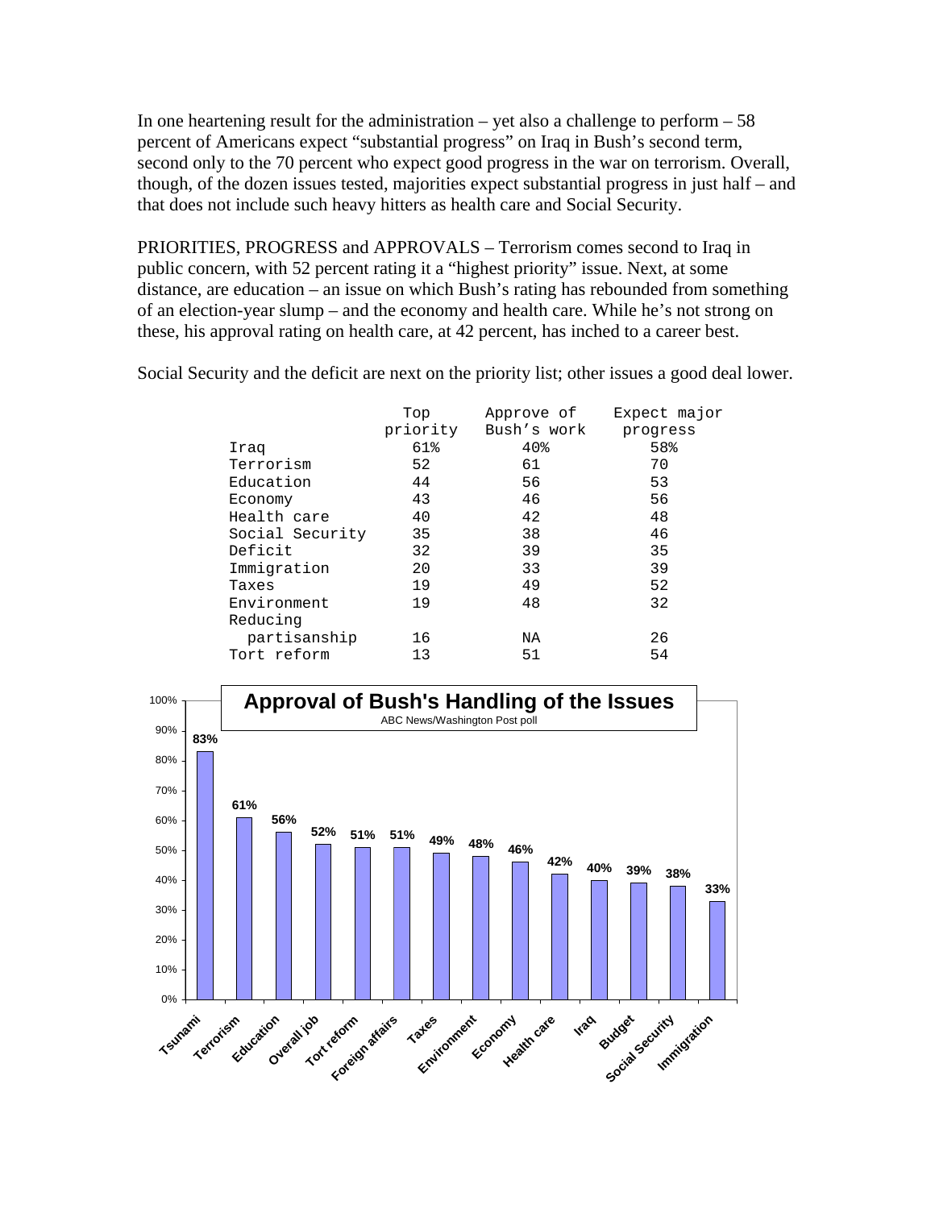In one heartening result for the administration – yet also a challenge to perform – 58 percent of Americans expect "substantial progress" on Iraq in Bush's second term, second only to the 70 percent who expect good progress in the war on terrorism. Overall, though, of the dozen issues tested, majorities expect substantial progress in just half – and that does not include such heavy hitters as health care and Social Security.

PRIORITIES, PROGRESS and APPROVALS – Terrorism comes second to Iraq in public concern, with 52 percent rating it a "highest priority" issue. Next, at some distance, are education – an issue on which Bush's rating has rebounded from something of an election-year slump – and the economy and health care. While he's not strong on these, his approval rating on health care, at 42 percent, has inched to a career best.

Social Security and the deficit are next on the priority list; other issues a good deal lower.

| | Top priority | Approve of Bush's work | Expect major progress |
|---|---|---|---|
| Iraq | 61% | 40% | 58% |
| Terrorism | 52 | 61 | 70 |
| Education | 44 | 56 | 53 |
| Economy | 43 | 46 | 56 |
| Health care | 40 | 42 | 48 |
| Social Security | 35 | 38 | 46 |
| Deficit | 32 | 39 | 35 |
| Immigration | 20 | 33 | 39 |
| Taxes | 19 | 49 | 52 |
| Environment | 19 | 48 | 32 |
| Reducing partisanship | 16 | NA | 26 |
| Tort reform | 13 | 51 | 54 |

**Approval of Bush's Handling of the Issues**
ABC News/Washington Post poll

| Issue | Approval |
|---|---|
| Tsunami | 83% |
| Terrorism | 61% |
| Education | 56% |
| Overall job | 52% |
| Tort reform | 51% |
| Foreign affairs | 51% |
| Taxes | 49% |
| Environment | 48% |
| Economy | 46% |
| Health care | 42% |
| Iraq | 40% |
| Budget | 39% |
| Social Security | 38% |
| Immigration | 33% |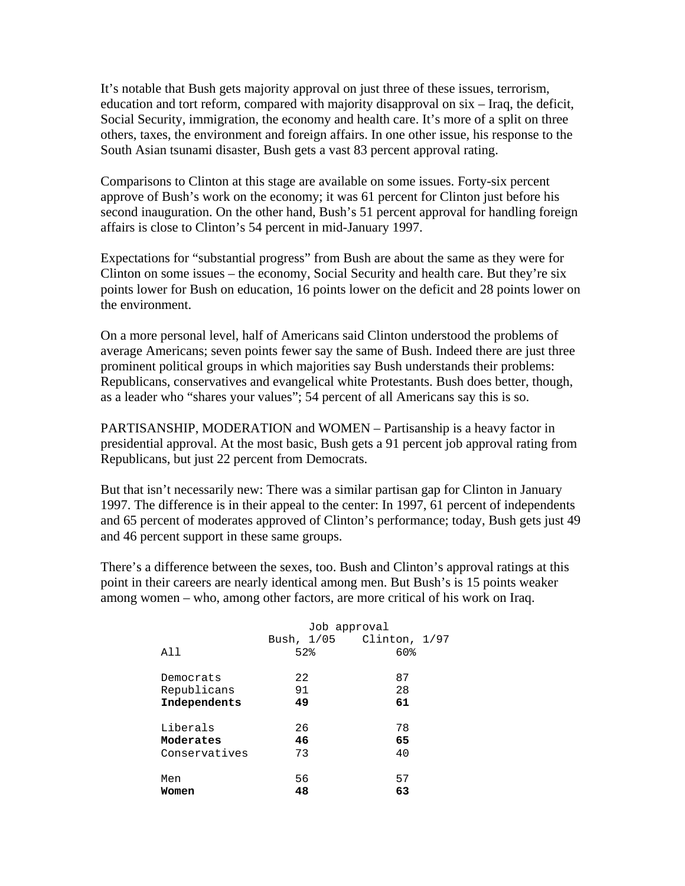It's notable that Bush gets majority approval on just three of these issues, terrorism, education and tort reform, compared with majority disapproval on six – Iraq, the deficit, Social Security, immigration, the economy and health care. It's more of a split on three others, taxes, the environment and foreign affairs. In one other issue, his response to the South Asian tsunami disaster, Bush gets a vast 83 percent approval rating.

Comparisons to Clinton at this stage are available on some issues. Forty-six percent approve of Bush's work on the economy; it was 61 percent for Clinton just before his second inauguration. On the other hand, Bush's 51 percent approval for handling foreign affairs is close to Clinton's 54 percent in mid-January 1997.

Expectations for "substantial progress" from Bush are about the same as they were for Clinton on some issues – the economy, Social Security and health care. But they're six points lower for Bush on education, 16 points lower on the deficit and 28 points lower on the environment.

On a more personal level, half of Americans said Clinton understood the problems of average Americans; seven points fewer say the same of Bush. Indeed there are just three prominent political groups in which majorities say Bush understands their problems: Republicans, conservatives and evangelical white Protestants. Bush does better, though, as a leader who "shares your values"; 54 percent of all Americans say this is so.

PARTISANSHIP, MODERATION and WOMEN – Partisanship is a heavy factor in presidential approval. At the most basic, Bush gets a 91 percent job approval rating from Republicans, but just 22 percent from Democrats.

But that isn't necessarily new: There was a similar partisan gap for Clinton in January 1997. The difference is in their appeal to the center: In 1997, 61 percent of independents and 65 percent of moderates approved of Clinton's performance; today, Bush gets just 49 and 46 percent support in these same groups.

There's a difference between the sexes, too. Bush and Clinton's approval ratings at this point in their careers are nearly identical among men. But Bush's is 15 points weaker among women – who, among other factors, are more critical of his work on Iraq.

| | Job approval | |
|---|---|---|
| | Bush, 1/05 | Clinton, 1/97 |
| All | 52% | 60% |
| Democrats | 22 | 87 |
| Republicans | 91 | 28 |
| **Independents** | **49** | **61** |
| Liberals | 26 | 78 |
| **Moderates** | **46** | **65** |
| Conservatives | 73 | 40 |
| Men | 56 | 57 |
| **Women** | **48** | **63** |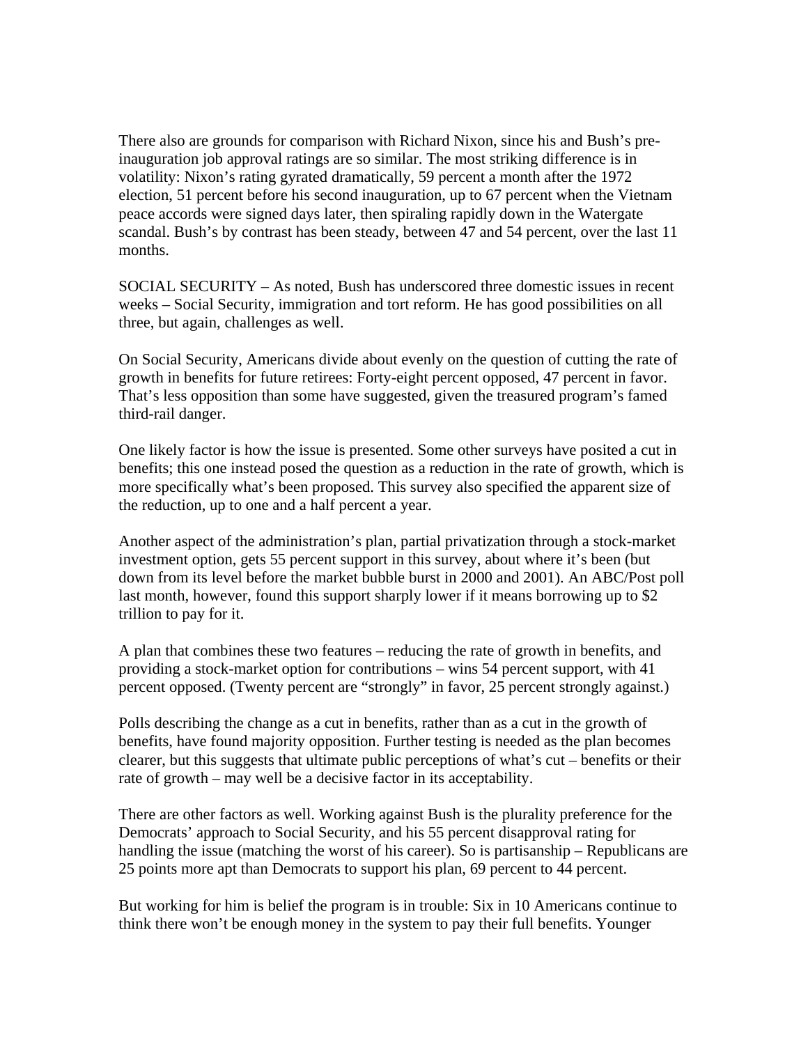There also are grounds for comparison with Richard Nixon, since his and Bush's pre-inauguration job approval ratings are so similar. The most striking difference is in volatility: Nixon's rating gyrated dramatically, 59 percent a month after the 1972 election, 51 percent before his second inauguration, up to 67 percent when the Vietnam peace accords were signed days later, then spiraling rapidly down in the Watergate scandal. Bush's by contrast has been steady, between 47 and 54 percent, over the last 11 months.

SOCIAL SECURITY – As noted, Bush has underscored three domestic issues in recent weeks – Social Security, immigration and tort reform. He has good possibilities on all three, but again, challenges as well.

On Social Security, Americans divide about evenly on the question of cutting the rate of growth in benefits for future retirees: Forty-eight percent opposed, 47 percent in favor. That's less opposition than some have suggested, given the treasured program's famed third-rail danger.

One likely factor is how the issue is presented. Some other surveys have posited a cut in benefits; this one instead posed the question as a reduction in the rate of growth, which is more specifically what's been proposed. This survey also specified the apparent size of the reduction, up to one and a half percent a year.

Another aspect of the administration's plan, partial privatization through a stock-market investment option, gets 55 percent support in this survey, about where it's been (but down from its level before the market bubble burst in 2000 and 2001). An ABC/Post poll last month, however, found this support sharply lower if it means borrowing up to $2 trillion to pay for it.

A plan that combines these two features – reducing the rate of growth in benefits, and providing a stock-market option for contributions – wins 54 percent support, with 41 percent opposed. (Twenty percent are "strongly" in favor, 25 percent strongly against.)

Polls describing the change as a cut in benefits, rather than as a cut in the growth of benefits, have found majority opposition. Further testing is needed as the plan becomes clearer, but this suggests that ultimate public perceptions of what's cut – benefits or their rate of growth – may well be a decisive factor in its acceptability.

There are other factors as well. Working against Bush is the plurality preference for the Democrats' approach to Social Security, and his 55 percent disapproval rating for handling the issue (matching the worst of his career). So is partisanship – Republicans are 25 points more apt than Democrats to support his plan, 69 percent to 44 percent.

But working for him is belief the program is in trouble: Six in 10 Americans continue to think there won't be enough money in the system to pay their full benefits. Younger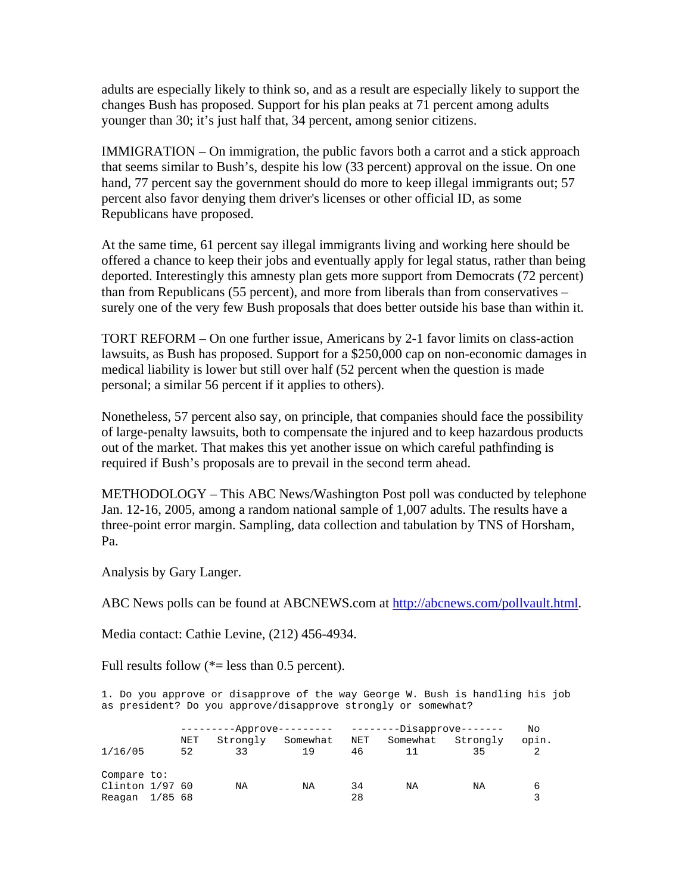adults are especially likely to think so, and as a result are especially likely to support the changes Bush has proposed. Support for his plan peaks at 71 percent among adults younger than 30; it's just half that, 34 percent, among senior citizens.

IMMIGRATION – On immigration, the public favors both a carrot and a stick approach that seems similar to Bush's, despite his low (33 percent) approval on the issue. On one hand, 77 percent say the government should do more to keep illegal immigrants out; 57 percent also favor denying them driver's licenses or other official ID, as some Republicans have proposed.

At the same time, 61 percent say illegal immigrants living and working here should be offered a chance to keep their jobs and eventually apply for legal status, rather than being deported. Interestingly this amnesty plan gets more support from Democrats (72 percent) than from Republicans (55 percent), and more from liberals than from conservatives – surely one of the very few Bush proposals that does better outside his base than within it.

TORT REFORM – On one further issue, Americans by 2-1 favor limits on class-action lawsuits, as Bush has proposed. Support for a $250,000 cap on non-economic damages in medical liability is lower but still over half (52 percent when the question is made personal; a similar 56 percent if it applies to others).

Nonetheless, 57 percent also say, on principle, that companies should face the possibility of large-penalty lawsuits, both to compensate the injured and to keep hazardous products out of the market. That makes this yet another issue on which careful pathfinding is required if Bush's proposals are to prevail in the second term ahead.

METHODOLOGY – This ABC News/Washington Post poll was conducted by telephone Jan. 12-16, 2005, among a random national sample of 1,007 adults. The results have a three-point error margin. Sampling, data collection and tabulation by TNS of Horsham, Pa.

Analysis by Gary Langer.

ABC News polls can be found at ABCNEWS.com at http://abcnews.com/pollvault.html.

Media contact: Cathie Levine, (212) 456-4934.

Full results follow (*= less than 0.5 percent).

1. Do you approve or disapprove of the way George W. Bush is handling his job as president? Do you approve/disapprove strongly or somewhat?

| | Approve | | | Disapprove | | | No opin. |
|---|---|---|---|---|---|---|---|
| | NET | Strongly | Somewhat | NET | Somewhat | Strongly | |
| 1/16/05 | 52 | 33 | 19 | 46 | 11 | 35 | 2 |
| Compare to: | | | | | | | |
| Clinton 1/97 | 60 | NA | NA | 34 | NA | NA | 6 |
| Reagan 1/85 | 68 | | | 28 | | | 3 |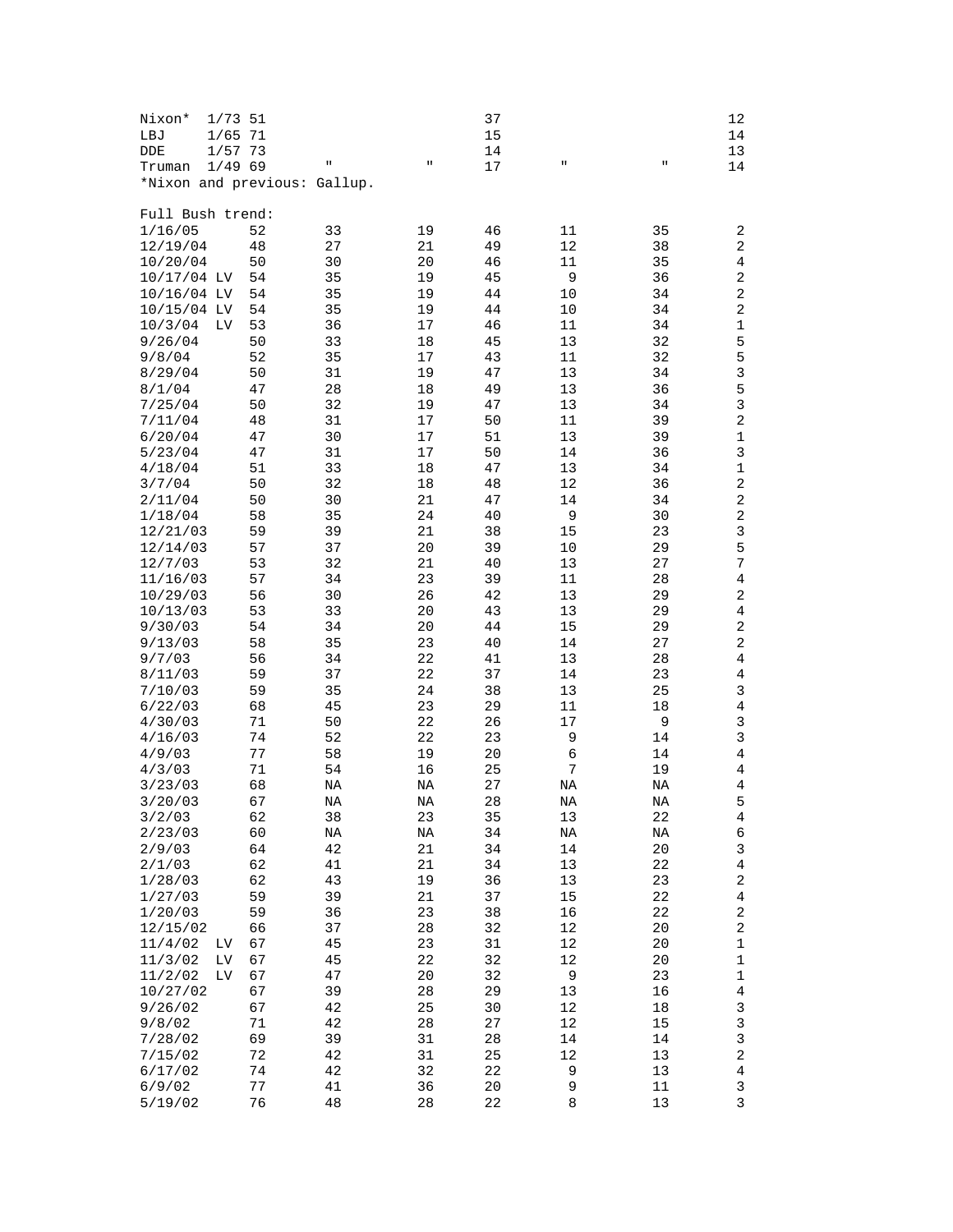| | | | | | | | |
|---|---|---|---|---|---|---|---|
| Nixon* | 1/73 | 51 | | | 37 | | | 12 |
| LBJ | 1/65 | 71 | | | 15 | | | 14 |
| DDE | 1/57 | 73 | | | 14 | | | 13 |
| Truman | 1/49 | 69 | " | " | 17 | " | " | 14 |

*Nixon and previous: Gallup.

Full Bush trend:

| | | | | | | | |
|---|---|---|---|---|---|---|---|
| 1/16/05 | 52 | 33 | 19 | 46 | 11 | 35 | 2 |
| 12/19/04 | 48 | 27 | 21 | 49 | 12 | 38 | 2 |
| 10/20/04 | 50 | 30 | 20 | 46 | 11 | 35 | 4 |
| 10/17/04 LV | 54 | 35 | 19 | 45 | 9 | 36 | 2 |
| 10/16/04 LV | 54 | 35 | 19 | 44 | 10 | 34 | 2 |
| 10/15/04 LV | 54 | 35 | 19 | 44 | 10 | 34 | 2 |
| 10/3/04 LV | 53 | 36 | 17 | 46 | 11 | 34 | 1 |
| 9/26/04 | 50 | 33 | 18 | 45 | 13 | 32 | 5 |
| 9/8/04 | 52 | 35 | 17 | 43 | 11 | 32 | 5 |
| 8/29/04 | 50 | 31 | 19 | 47 | 13 | 34 | 3 |
| 8/1/04 | 47 | 28 | 18 | 49 | 13 | 36 | 5 |
| 7/25/04 | 50 | 32 | 19 | 47 | 13 | 34 | 3 |
| 7/11/04 | 48 | 31 | 17 | 50 | 11 | 39 | 2 |
| 6/20/04 | 47 | 30 | 17 | 51 | 13 | 39 | 1 |
| 5/23/04 | 47 | 31 | 17 | 50 | 14 | 36 | 3 |
| 4/18/04 | 51 | 33 | 18 | 47 | 13 | 34 | 1 |
| 3/7/04 | 50 | 32 | 18 | 48 | 12 | 36 | 2 |
| 2/11/04 | 50 | 30 | 21 | 47 | 14 | 34 | 2 |
| 1/18/04 | 58 | 35 | 24 | 40 | 9 | 30 | 2 |
| 12/21/03 | 59 | 39 | 21 | 38 | 15 | 23 | 3 |
| 12/14/03 | 57 | 37 | 20 | 39 | 10 | 29 | 5 |
| 12/7/03 | 53 | 32 | 21 | 40 | 13 | 27 | 7 |
| 11/16/03 | 57 | 34 | 23 | 39 | 11 | 28 | 4 |
| 10/29/03 | 56 | 30 | 26 | 42 | 13 | 29 | 2 |
| 10/13/03 | 53 | 33 | 20 | 43 | 13 | 29 | 4 |
| 9/30/03 | 54 | 34 | 20 | 44 | 15 | 29 | 2 |
| 9/13/03 | 58 | 35 | 23 | 40 | 14 | 27 | 2 |
| 9/7/03 | 56 | 34 | 22 | 41 | 13 | 28 | 4 |
| 8/11/03 | 59 | 37 | 22 | 37 | 14 | 23 | 4 |
| 7/10/03 | 59 | 35 | 24 | 38 | 13 | 25 | 3 |
| 6/22/03 | 68 | 45 | 23 | 29 | 11 | 18 | 4 |
| 4/30/03 | 71 | 50 | 22 | 26 | 17 | 9 | 3 |
| 4/16/03 | 74 | 52 | 22 | 23 | 9 | 14 | 3 |
| 4/9/03 | 77 | 58 | 19 | 20 | 6 | 14 | 4 |
| 4/3/03 | 71 | 54 | 16 | 25 | 7 | 19 | 4 |
| 3/23/03 | 68 | NA | NA | 27 | NA | NA | 4 |
| 3/20/03 | 67 | NA | NA | 28 | NA | NA | 5 |
| 3/2/03 | 62 | 38 | 23 | 35 | 13 | 22 | 4 |
| 2/23/03 | 60 | NA | NA | 34 | NA | NA | 6 |
| 2/9/03 | 64 | 42 | 21 | 34 | 14 | 20 | 3 |
| 2/1/03 | 62 | 41 | 21 | 34 | 13 | 22 | 4 |
| 1/28/03 | 62 | 43 | 19 | 36 | 13 | 23 | 2 |
| 1/27/03 | 59 | 39 | 21 | 37 | 15 | 22 | 4 |
| 1/20/03 | 59 | 36 | 23 | 38 | 16 | 22 | 2 |
| 12/15/02 | 66 | 37 | 28 | 32 | 12 | 20 | 2 |
| 11/4/02 LV | 67 | 45 | 23 | 31 | 12 | 20 | 1 |
| 11/3/02 LV | 67 | 45 | 22 | 32 | 12 | 20 | 1 |
| 11/2/02 LV | 67 | 47 | 20 | 32 | 9 | 23 | 1 |
| 10/27/02 | 67 | 39 | 28 | 29 | 13 | 16 | 4 |
| 9/26/02 | 67 | 42 | 25 | 30 | 12 | 18 | 3 |
| 9/8/02 | 71 | 42 | 28 | 27 | 12 | 15 | 3 |
| 7/28/02 | 69 | 39 | 31 | 28 | 14 | 14 | 3 |
| 7/15/02 | 72 | 42 | 31 | 25 | 12 | 13 | 2 |
| 6/17/02 | 74 | 42 | 32 | 22 | 9 | 13 | 4 |
| 6/9/02 | 77 | 41 | 36 | 20 | 9 | 11 | 3 |
| 5/19/02 | 76 | 48 | 28 | 22 | 8 | 13 | 3 |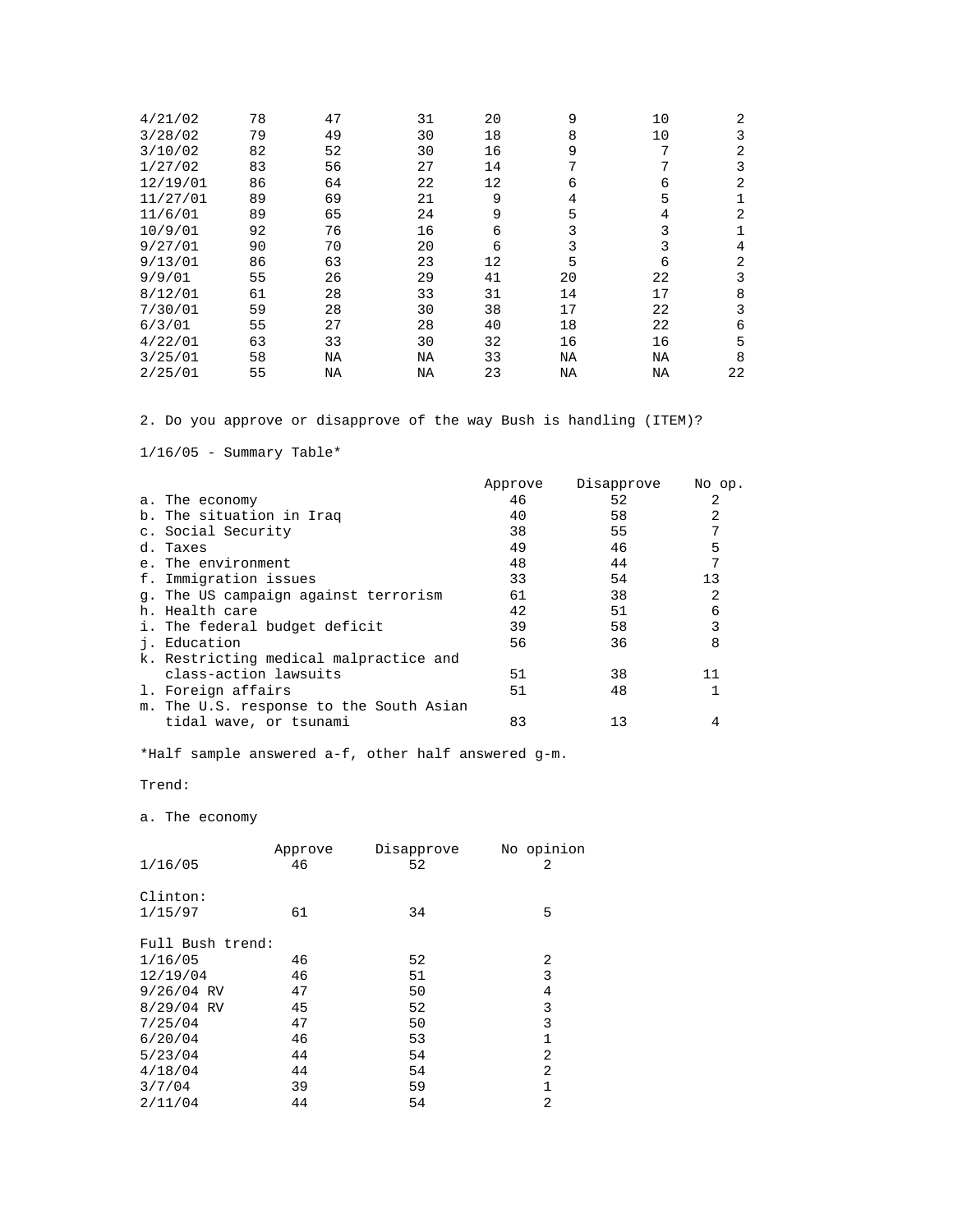| | | | | | | | |
|---|---|---|---|---|---|---|---|
| 4/21/02 | 78 | 47 | 31 | 20 | 9 | 10 | 2 |
| 3/28/02 | 79 | 49 | 30 | 18 | 8 | 10 | 3 |
| 3/10/02 | 82 | 52 | 30 | 16 | 9 | 7 | 2 |
| 1/27/02 | 83 | 56 | 27 | 14 | 7 | 7 | 3 |
| 12/19/01 | 86 | 64 | 22 | 12 | 6 | 6 | 2 |
| 11/27/01 | 89 | 69 | 21 | 9 | 4 | 5 | 1 |
| 11/6/01 | 89 | 65 | 24 | 9 | 5 | 4 | 2 |
| 10/9/01 | 92 | 76 | 16 | 6 | 3 | 3 | 1 |
| 9/27/01 | 90 | 70 | 20 | 6 | 3 | 3 | 4 |
| 9/13/01 | 86 | 63 | 23 | 12 | 5 | 6 | 2 |
| 9/9/01 | 55 | 26 | 29 | 41 | 20 | 22 | 3 |
| 8/12/01 | 61 | 28 | 33 | 31 | 14 | 17 | 8 |
| 7/30/01 | 59 | 28 | 30 | 38 | 17 | 22 | 3 |
| 6/3/01 | 55 | 27 | 28 | 40 | 18 | 22 | 6 |
| 4/22/01 | 63 | 33 | 30 | 32 | 16 | 16 | 5 |
| 3/25/01 | 58 | NA | NA | 33 | NA | NA | 8 |
| 2/25/01 | 55 | NA | NA | 23 | NA | NA | 22 |

2. Do you approve or disapprove of the way Bush is handling (ITEM)?

1/16/05 - Summary Table*

| | Approve | Disapprove | No op. |
|---|---|---|---|
| a. The economy | 46 | 52 | 2 |
| b. The situation in Iraq | 40 | 58 | 2 |
| c. Social Security | 38 | 55 | 7 |
| d. Taxes | 49 | 46 | 5 |
| e. The environment | 48 | 44 | 7 |
| f. Immigration issues | 33 | 54 | 13 |
| g. The US campaign against terrorism | 61 | 38 | 2 |
| h. Health care | 42 | 51 | 6 |
| i. The federal budget deficit | 39 | 58 | 3 |
| j. Education | 56 | 36 | 8 |
| k. Restricting medical malpractice and class-action lawsuits | 51 | 38 | 11 |
| l. Foreign affairs | 51 | 48 | 1 |
| m. The U.S. response to the South Asian tidal wave, or tsunami | 83 | 13 | 4 |

*Half sample answered a-f, other half answered g-m.

Trend:

a. The economy

| | Approve | Disapprove | No opinion |
|---|---|---|---|
| 1/16/05 | 46 | 52 | 2 |
| Clinton: | | | |
| 1/15/97 | 61 | 34 | 5 |
| Full Bush trend: | | | |
| 1/16/05 | 46 | 52 | 2 |
| 12/19/04 | 46 | 51 | 3 |
| 9/26/04 RV | 47 | 50 | 4 |
| 8/29/04 RV | 45 | 52 | 3 |
| 7/25/04 | 47 | 50 | 3 |
| 6/20/04 | 46 | 53 | 1 |
| 5/23/04 | 44 | 54 | 2 |
| 4/18/04 | 44 | 54 | 2 |
| 3/7/04 | 39 | 59 | 1 |
| 2/11/04 | 44 | 54 | 2 |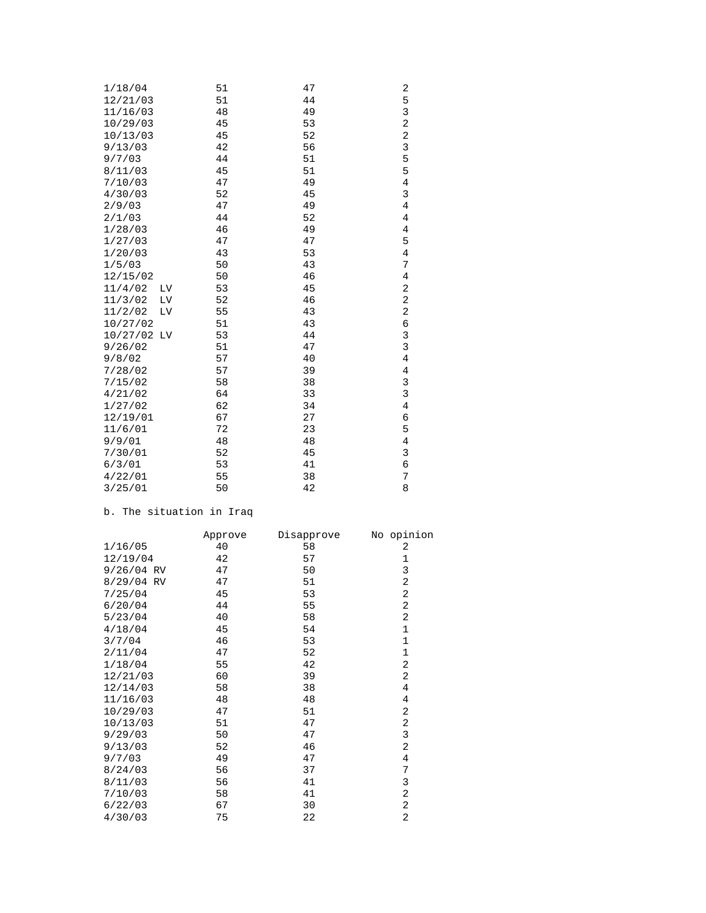| | | | |
|---|---|---|---|
| 1/18/04 | 51 | 47 | 2 |
| 12/21/03 | 51 | 44 | 5 |
| 11/16/03 | 48 | 49 | 3 |
| 10/29/03 | 45 | 53 | 2 |
| 10/13/03 | 45 | 52 | 2 |
| 9/13/03 | 42 | 56 | 3 |
| 9/7/03 | 44 | 51 | 5 |
| 8/11/03 | 45 | 51 | 5 |
| 7/10/03 | 47 | 49 | 4 |
| 4/30/03 | 52 | 45 | 3 |
| 2/9/03 | 47 | 49 | 4 |
| 2/1/03 | 44 | 52 | 4 |
| 1/28/03 | 46 | 49 | 4 |
| 1/27/03 | 47 | 47 | 5 |
| 1/20/03 | 43 | 53 | 4 |
| 1/5/03 | 50 | 43 | 7 |
| 12/15/02 | 50 | 46 | 4 |
| 11/4/02 LV | 53 | 45 | 2 |
| 11/3/02 LV | 52 | 46 | 2 |
| 11/2/02 LV | 55 | 43 | 2 |
| 10/27/02 | 51 | 43 | 6 |
| 10/27/02 LV | 53 | 44 | 3 |
| 9/26/02 | 51 | 47 | 3 |
| 9/8/02 | 57 | 40 | 4 |
| 7/28/02 | 57 | 39 | 4 |
| 7/15/02 | 58 | 38 | 3 |
| 4/21/02 | 64 | 33 | 3 |
| 1/27/02 | 62 | 34 | 4 |
| 12/19/01 | 67 | 27 | 6 |
| 11/6/01 | 72 | 23 | 5 |
| 9/9/01 | 48 | 48 | 4 |
| 7/30/01 | 52 | 45 | 3 |
| 6/3/01 | 53 | 41 | 6 |
| 4/22/01 | 55 | 38 | 7 |
| 3/25/01 | 50 | 42 | 8 |

b. The situation in Iraq

| | Approve | Disapprove | No opinion |
|---|---|---|---|
| 1/16/05 | 40 | 58 | 2 |
| 12/19/04 | 42 | 57 | 1 |
| 9/26/04 RV | 47 | 50 | 3 |
| 8/29/04 RV | 47 | 51 | 2 |
| 7/25/04 | 45 | 53 | 2 |
| 6/20/04 | 44 | 55 | 2 |
| 5/23/04 | 40 | 58 | 2 |
| 4/18/04 | 45 | 54 | 1 |
| 3/7/04 | 46 | 53 | 1 |
| 2/11/04 | 47 | 52 | 1 |
| 1/18/04 | 55 | 42 | 2 |
| 12/21/03 | 60 | 39 | 2 |
| 12/14/03 | 58 | 38 | 4 |
| 11/16/03 | 48 | 48 | 4 |
| 10/29/03 | 47 | 51 | 2 |
| 10/13/03 | 51 | 47 | 2 |
| 9/29/03 | 50 | 47 | 3 |
| 9/13/03 | 52 | 46 | 2 |
| 9/7/03 | 49 | 47 | 4 |
| 8/24/03 | 56 | 37 | 7 |
| 8/11/03 | 56 | 41 | 3 |
| 7/10/03 | 58 | 41 | 2 |
| 6/22/03 | 67 | 30 | 2 |
| 4/30/03 | 75 | 22 | 2 |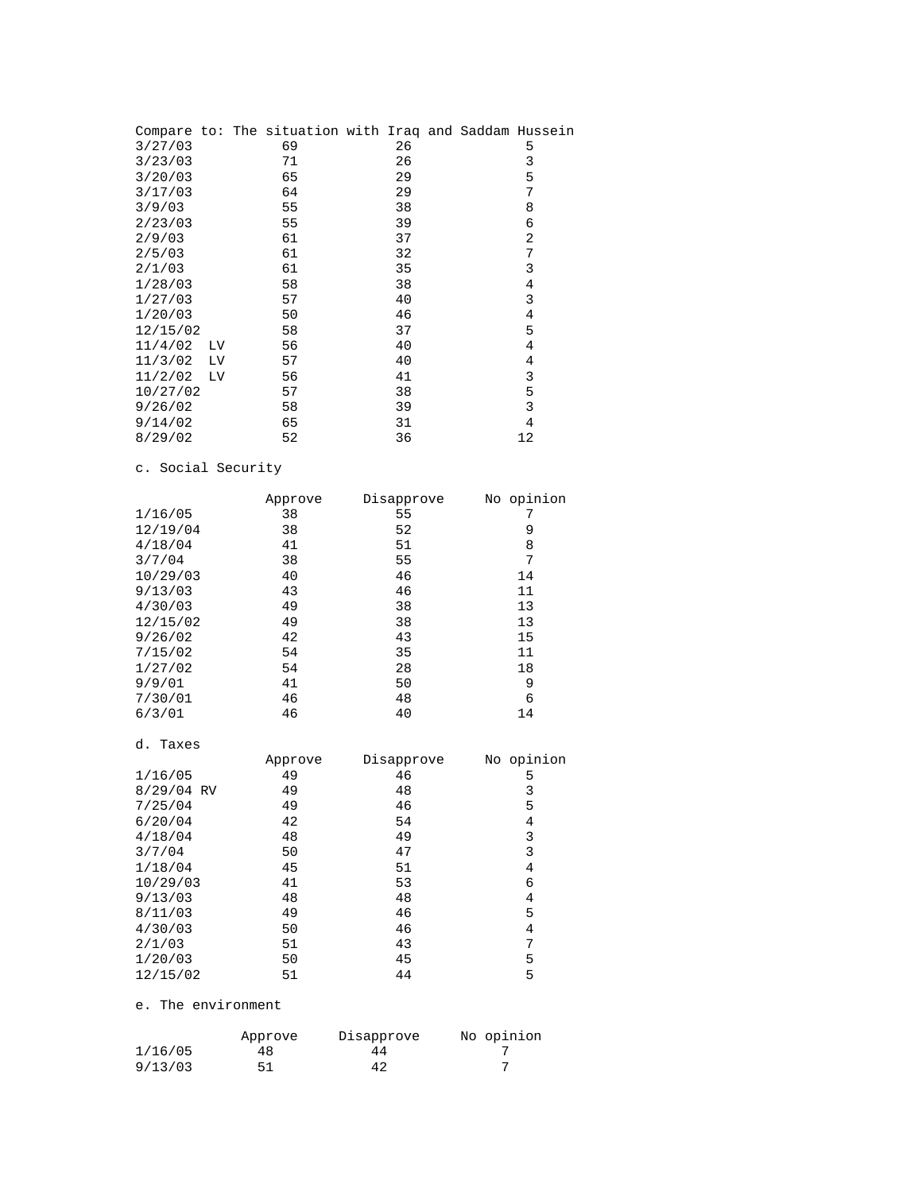Compare to: The situation with Iraq and Saddam Hussein

| | | | |
|---|---|---|---|
| 3/27/03 | 69 | 26 | 5 |
| 3/23/03 | 71 | 26 | 3 |
| 3/20/03 | 65 | 29 | 5 |
| 3/17/03 | 64 | 29 | 7 |
| 3/9/03 | 55 | 38 | 8 |
| 2/23/03 | 55 | 39 | 6 |
| 2/9/03 | 61 | 37 | 2 |
| 2/5/03 | 61 | 32 | 7 |
| 2/1/03 | 61 | 35 | 3 |
| 1/28/03 | 58 | 38 | 4 |
| 1/27/03 | 57 | 40 | 3 |
| 1/20/03 | 50 | 46 | 4 |
| 12/15/02 | 58 | 37 | 5 |
| 11/4/02 LV | 56 | 40 | 4 |
| 11/3/02 LV | 57 | 40 | 4 |
| 11/2/02 LV | 56 | 41 | 3 |
| 10/27/02 | 57 | 38 | 5 |
| 9/26/02 | 58 | 39 | 3 |
| 9/14/02 | 65 | 31 | 4 |
| 8/29/02 | 52 | 36 | 12 |

c. Social Security

| | Approve | Disapprove | No opinion |
|---|---|---|---|
| 1/16/05 | 38 | 55 | 7 |
| 12/19/04 | 38 | 52 | 9 |
| 4/18/04 | 41 | 51 | 8 |
| 3/7/04 | 38 | 55 | 7 |
| 10/29/03 | 40 | 46 | 14 |
| 9/13/03 | 43 | 46 | 11 |
| 4/30/03 | 49 | 38 | 13 |
| 12/15/02 | 49 | 38 | 13 |
| 9/26/02 | 42 | 43 | 15 |
| 7/15/02 | 54 | 35 | 11 |
| 1/27/02 | 54 | 28 | 18 |
| 9/9/01 | 41 | 50 | 9 |
| 7/30/01 | 46 | 48 | 6 |
| 6/3/01 | 46 | 40 | 14 |

d. Taxes

| | Approve | Disapprove | No opinion |
|---|---|---|---|
| 1/16/05 | 49 | 46 | 5 |
| 8/29/04 RV | 49 | 48 | 3 |
| 7/25/04 | 49 | 46 | 5 |
| 6/20/04 | 42 | 54 | 4 |
| 4/18/04 | 48 | 49 | 3 |
| 3/7/04 | 50 | 47 | 3 |
| 1/18/04 | 45 | 51 | 4 |
| 10/29/03 | 41 | 53 | 6 |
| 9/13/03 | 48 | 48 | 4 |
| 8/11/03 | 49 | 46 | 5 |
| 4/30/03 | 50 | 46 | 4 |
| 2/1/03 | 51 | 43 | 7 |
| 1/20/03 | 50 | 45 | 5 |
| 12/15/02 | 51 | 44 | 5 |

e. The environment

| | Approve | Disapprove | No opinion |
|---|---|---|---|
| 1/16/05 | 48 | 44 | 7 |
| 9/13/03 | 51 | 42 | 7 |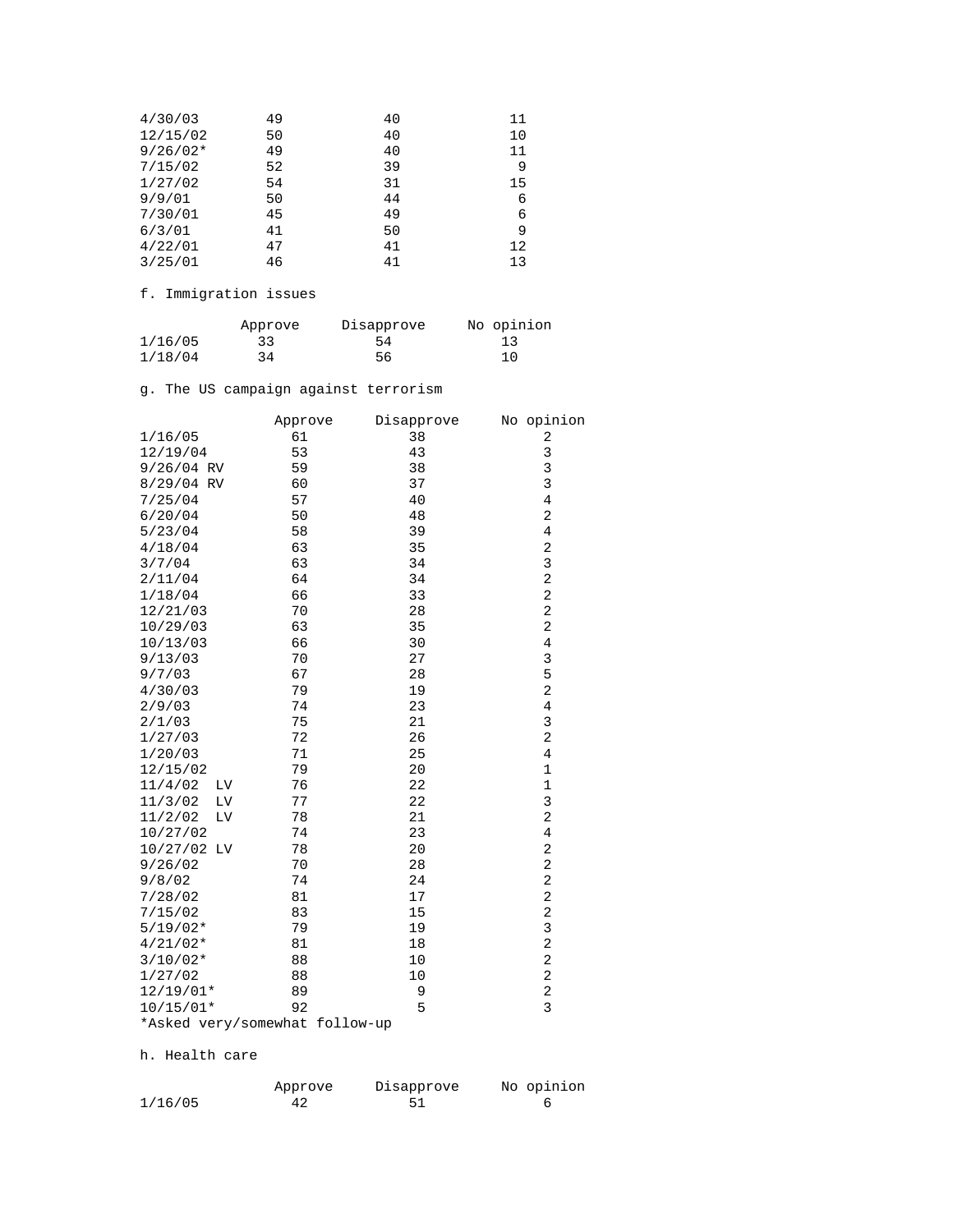| | | | |
|---|---|---|---|
| 4/30/03 | 49 | 40 | 11 |
| 12/15/02 | 50 | 40 | 10 |
| 9/26/02* | 49 | 40 | 11 |
| 7/15/02 | 52 | 39 | 9 |
| 1/27/02 | 54 | 31 | 15 |
| 9/9/01 | 50 | 44 | 6 |
| 7/30/01 | 45 | 49 | 6 |
| 6/3/01 | 41 | 50 | 9 |
| 4/22/01 | 47 | 41 | 12 |
| 3/25/01 | 46 | 41 | 13 |

f. Immigration issues

| | Approve | Disapprove | No opinion |
|---|---|---|---|
| 1/16/05 | 33 | 54 | 13 |
| 1/18/04 | 34 | 56 | 10 |

g. The US campaign against terrorism

| | Approve | Disapprove | No opinion |
|---|---|---|---|
| 1/16/05 | 61 | 38 | 2 |
| 12/19/04 | 53 | 43 | 3 |
| 9/26/04 RV | 59 | 38 | 3 |
| 8/29/04 RV | 60 | 37 | 3 |
| 7/25/04 | 57 | 40 | 4 |
| 6/20/04 | 50 | 48 | 2 |
| 5/23/04 | 58 | 39 | 4 |
| 4/18/04 | 63 | 35 | 2 |
| 3/7/04 | 63 | 34 | 3 |
| 2/11/04 | 64 | 34 | 2 |
| 1/18/04 | 66 | 33 | 2 |
| 12/21/03 | 70 | 28 | 2 |
| 10/29/03 | 63 | 35 | 2 |
| 10/13/03 | 66 | 30 | 4 |
| 9/13/03 | 70 | 27 | 3 |
| 9/7/03 | 67 | 28 | 5 |
| 4/30/03 | 79 | 19 | 2 |
| 2/9/03 | 74 | 23 | 4 |
| 2/1/03 | 75 | 21 | 3 |
| 1/27/03 | 72 | 26 | 2 |
| 1/20/03 | 71 | 25 | 4 |
| 12/15/02 | 79 | 20 | 1 |
| 11/4/02 LV | 76 | 22 | 1 |
| 11/3/02 LV | 77 | 22 | 3 |
| 11/2/02 LV | 78 | 21 | 2 |
| 10/27/02 | 74 | 23 | 4 |
| 10/27/02 LV | 78 | 20 | 2 |
| 9/26/02 | 70 | 28 | 2 |
| 9/8/02 | 74 | 24 | 2 |
| 7/28/02 | 81 | 17 | 2 |
| 7/15/02 | 83 | 15 | 2 |
| 5/19/02* | 79 | 19 | 3 |
| 4/21/02* | 81 | 18 | 2 |
| 3/10/02* | 88 | 10 | 2 |
| 1/27/02 | 88 | 10 | 2 |
| 12/19/01* | 89 | 9 | 2 |
| 10/15/01* | 92 | 5 | 3 |

*Asked very/somewhat follow-up

h. Health care

| | Approve | Disapprove | No opinion |
|---|---|---|---|
| 1/16/05 | 42 | 51 | 6 |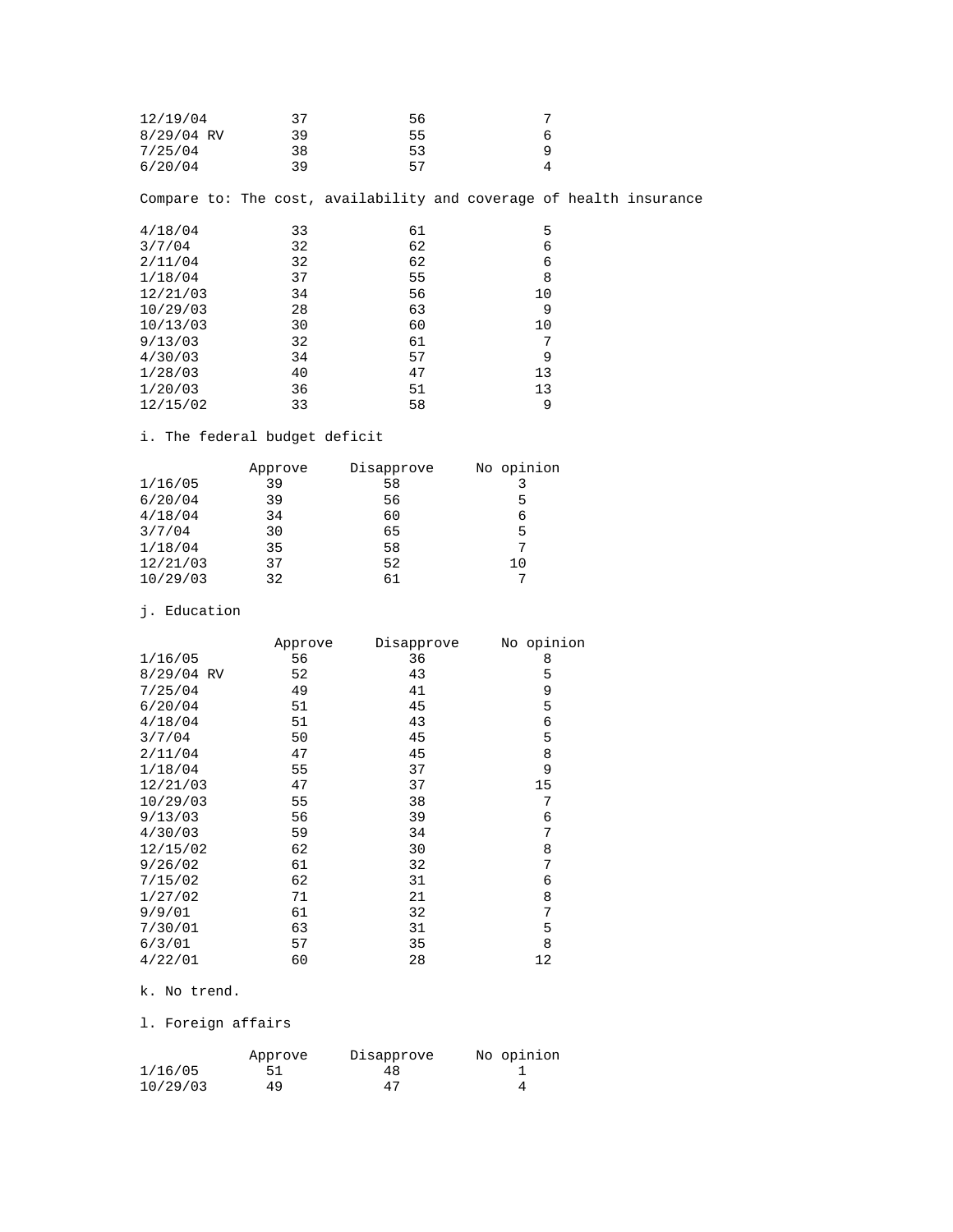| | | | |
|---|---|---|---|
| 12/19/04 | 37 | 56 | 7 |
| 8/29/04 RV | 39 | 55 | 6 |
| 7/25/04 | 38 | 53 | 9 |
| 6/20/04 | 39 | 57 | 4 |

Compare to: The cost, availability and coverage of health insurance

| | | | |
|---|---|---|---|
| 4/18/04 | 33 | 61 | 5 |
| 3/7/04 | 32 | 62 | 6 |
| 2/11/04 | 32 | 62 | 6 |
| 1/18/04 | 37 | 55 | 8 |
| 12/21/03 | 34 | 56 | 10 |
| 10/29/03 | 28 | 63 | 9 |
| 10/13/03 | 30 | 60 | 10 |
| 9/13/03 | 32 | 61 | 7 |
| 4/30/03 | 34 | 57 | 9 |
| 1/28/03 | 40 | 47 | 13 |
| 1/20/03 | 36 | 51 | 13 |
| 12/15/02 | 33 | 58 | 9 |

i. The federal budget deficit

| | Approve | Disapprove | No opinion |
|---|---|---|---|
| 1/16/05 | 39 | 58 | 3 |
| 6/20/04 | 39 | 56 | 5 |
| 4/18/04 | 34 | 60 | 6 |
| 3/7/04 | 30 | 65 | 5 |
| 1/18/04 | 35 | 58 | 7 |
| 12/21/03 | 37 | 52 | 10 |
| 10/29/03 | 32 | 61 | 7 |

j. Education

| | Approve | Disapprove | No opinion |
|---|---|---|---|
| 1/16/05 | 56 | 36 | 8 |
| 8/29/04 RV | 52 | 43 | 5 |
| 7/25/04 | 49 | 41 | 9 |
| 6/20/04 | 51 | 45 | 5 |
| 4/18/04 | 51 | 43 | 6 |
| 3/7/04 | 50 | 45 | 5 |
| 2/11/04 | 47 | 45 | 8 |
| 1/18/04 | 55 | 37 | 9 |
| 12/21/03 | 47 | 37 | 15 |
| 10/29/03 | 55 | 38 | 7 |
| 9/13/03 | 56 | 39 | 6 |
| 4/30/03 | 59 | 34 | 7 |
| 12/15/02 | 62 | 30 | 8 |
| 9/26/02 | 61 | 32 | 7 |
| 7/15/02 | 62 | 31 | 6 |
| 1/27/02 | 71 | 21 | 8 |
| 9/9/01 | 61 | 32 | 7 |
| 7/30/01 | 63 | 31 | 5 |
| 6/3/01 | 57 | 35 | 8 |
| 4/22/01 | 60 | 28 | 12 |

k. No trend.

l. Foreign affairs

| | Approve | Disapprove | No opinion |
|---|---|---|---|
| 1/16/05 | 51 | 48 | 1 |
| 10/29/03 | 49 | 47 | 4 |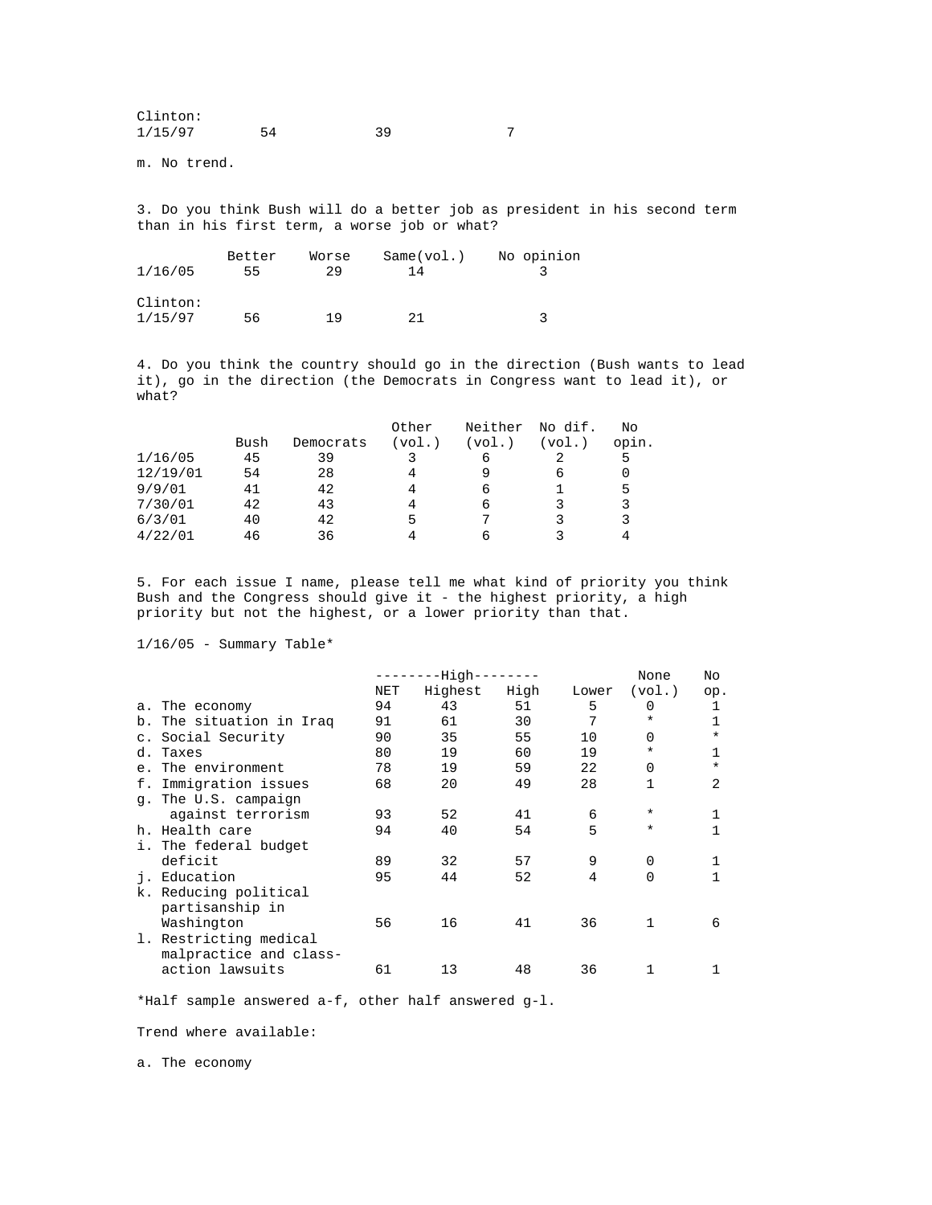| | | | |
|---|---|---|---|
| Clinton: | | | |
| 1/15/97 | 54 | 39 | 7 |

m. No trend.

3. Do you think Bush will do a better job as president in his second term than in his first term, a worse job or what?

| | Better | Worse | Same(vol.) | No opinion |
|---|---|---|---|---|
| 1/16/05 | 55 | 29 | 14 | 3 |
| Clinton: | | | | |
| 1/15/97 | 56 | 19 | 21 | 3 |

4. Do you think the country should go in the direction (Bush wants to lead it), go in the direction (the Democrats in Congress want to lead it), or what?

| | Bush | Democrats | Other (vol.) | Neither (vol.) | No dif. (vol.) | No opin. |
|---|---|---|---|---|---|---|
| 1/16/05 | 45 | 39 | 3 | 6 | 2 | 5 |
| 12/19/01 | 54 | 28 | 4 | 9 | 6 | 0 |
| 9/9/01 | 41 | 42 | 4 | 6 | 1 | 5 |
| 7/30/01 | 42 | 43 | 4 | 6 | 3 | 3 |
| 6/3/01 | 40 | 42 | 5 | 7 | 3 | 3 |
| 4/22/01 | 46 | 36 | 4 | 6 | 3 | 4 |

5. For each issue I name, please tell me what kind of priority you think Bush and the Congress should give it - the highest priority, a high priority but not the highest, or a lower priority than that.

1/16/05 - Summary Table*

| | --------High-------- | | | | None | No |
|---|---|---|---|---|---|---|
| | NET | Highest | High | Lower | (vol.) | op. |
| a. The economy | 94 | 43 | 51 | 5 | 0 | 1 |
| b. The situation in Iraq | 91 | 61 | 30 | 7 | * | 1 |
| c. Social Security | 90 | 35 | 55 | 10 | 0 | * |
| d. Taxes | 80 | 19 | 60 | 19 | * | 1 |
| e. The environment | 78 | 19 | 59 | 22 | 0 | * |
| f. Immigration issues | 68 | 20 | 49 | 28 | 1 | 2 |
| g. The U.S. campaign against terrorism | 93 | 52 | 41 | 6 | * | 1 |
| h. Health care | 94 | 40 | 54 | 5 | * | 1 |
| i. The federal budget deficit | 89 | 32 | 57 | 9 | 0 | 1 |
| j. Education | 95 | 44 | 52 | 4 | 0 | 1 |
| k. Reducing political partisanship in Washington | 56 | 16 | 41 | 36 | 1 | 6 |
| l. Restricting medical malpractice and class-action lawsuits | 61 | 13 | 48 | 36 | 1 | 1 |

*Half sample answered a-f, other half answered g-l.

Trend where available:

a. The economy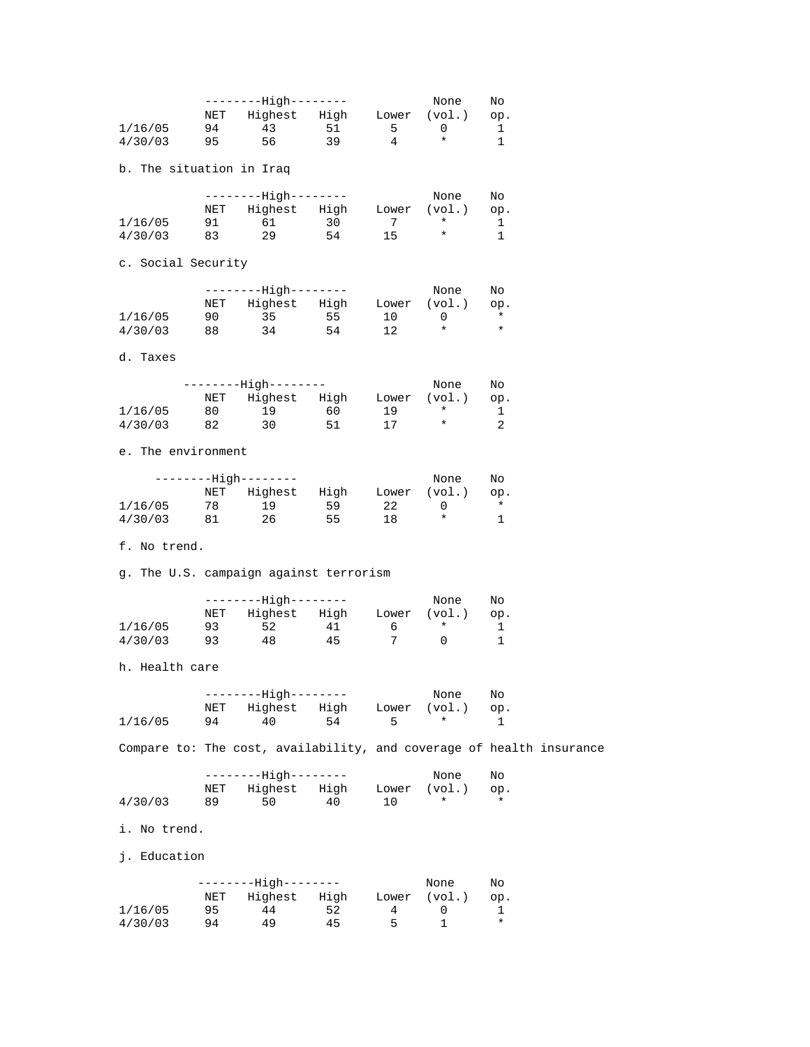| | --------High-------- | | | | None | No |
|---|---|---|---|---|---|---|
| | NET | Highest | High | Lower | (vol.) | op. |
| 1/16/05 | 94 | 43 | 51 | 5 | 0 | 1 |
| 4/30/03 | 95 | 56 | 39 | 4 | * | 1 |

b. The situation in Iraq

| | --------High-------- | | | | None | No |
|---|---|---|---|---|---|---|
| | NET | Highest | High | Lower | (vol.) | op. |
| 1/16/05 | 91 | 61 | 30 | 7 | * | 1 |
| 4/30/03 | 83 | 29 | 54 | 15 | * | 1 |

c. Social Security

| | --------High-------- | | | | None | No |
|---|---|---|---|---|---|---|
| | NET | Highest | High | Lower | (vol.) | op. |
| 1/16/05 | 90 | 35 | 55 | 10 | 0 | * |
| 4/30/03 | 88 | 34 | 54 | 12 | * | * |

d. Taxes

| | --------High-------- | | | | None | No |
|---|---|---|---|---|---|---|
| | NET | Highest | High | Lower | (vol.) | op. |
| 1/16/05 | 80 | 19 | 60 | 19 | * | 1 |
| 4/30/03 | 82 | 30 | 51 | 17 | * | 2 |

e. The environment

| | --------High-------- | | | | None | No |
|---|---|---|---|---|---|---|
| | NET | Highest | High | Lower | (vol.) | op. |
| 1/16/05 | 78 | 19 | 59 | 22 | 0 | * |
| 4/30/03 | 81 | 26 | 55 | 18 | * | 1 |

f. No trend.

g. The U.S. campaign against terrorism

| | --------High-------- | | | | None | No |
|---|---|---|---|---|---|---|
| | NET | Highest | High | Lower | (vol.) | op. |
| 1/16/05 | 93 | 52 | 41 | 6 | * | 1 |
| 4/30/03 | 93 | 48 | 45 | 7 | 0 | 1 |

h. Health care

| | --------High-------- | | | | None | No |
|---|---|---|---|---|---|---|
| | NET | Highest | High | Lower | (vol.) | op. |
| 1/16/05 | 94 | 40 | 54 | 5 | * | 1 |

Compare to: The cost, availability, and coverage of health insurance

| | --------High-------- | | | | None | No |
|---|---|---|---|---|---|---|
| | NET | Highest | High | Lower | (vol.) | op. |
| 4/30/03 | 89 | 50 | 40 | 10 | * | * |

i. No trend.

j. Education

| | --------High-------- | | | | None | No |
|---|---|---|---|---|---|---|
| | NET | Highest | High | Lower | (vol.) | op. |
| 1/16/05 | 95 | 44 | 52 | 4 | 0 | 1 |
| 4/30/03 | 94 | 49 | 45 | 5 | 1 | * |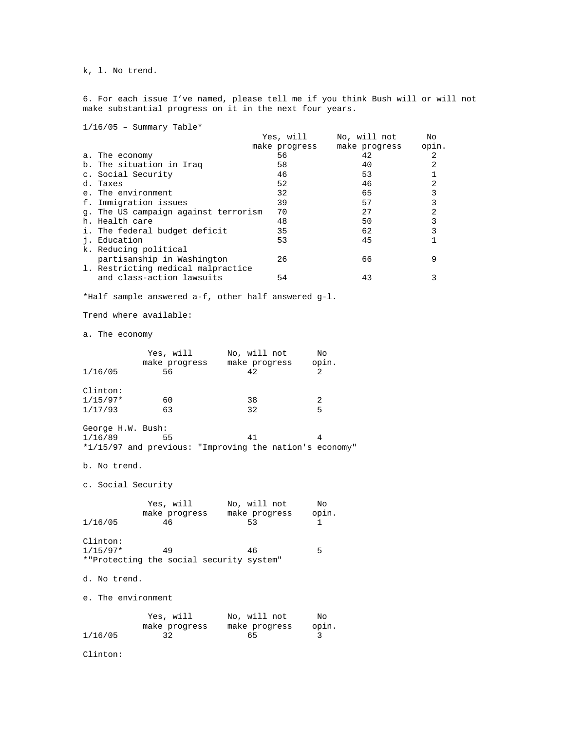k, l. No trend.

6. For each issue I've named, please tell me if you think Bush will or will not make substantial progress on it in the next four years.

1/16/05 – Summary Table*

| | Yes, will make progress | No, will not make progress | No opin. |
|---|---|---|---|
| a. The economy | 56 | 42 | 2 |
| b. The situation in Iraq | 58 | 40 | 2 |
| c. Social Security | 46 | 53 | 1 |
| d. Taxes | 52 | 46 | 2 |
| e. The environment | 32 | 65 | 3 |
| f. Immigration issues | 39 | 57 | 3 |
| g. The US campaign against terrorism | 70 | 27 | 2 |
| h. Health care | 48 | 50 | 3 |
| i. The federal budget deficit | 35 | 62 | 3 |
| j. Education | 53 | 45 | 1 |
| k. Reducing political partisanship in Washington | 26 | 66 | 9 |
| l. Restricting medical malpractice and class-action lawsuits | 54 | 43 | 3 |

*Half sample answered a-f, other half answered g-l.

Trend where available:

a. The economy

| | Yes, will make progress | No, will not make progress | No opin. |
|---|---|---|---|
| 1/16/05 | 56 | 42 | 2 |
| Clinton: | | | |
| 1/15/97* | 60 | 38 | 2 |
| 1/17/93 | 63 | 32 | 5 |
| George H.W. Bush: | | | |
| 1/16/89 | 55 | 41 | 4 |

*1/15/97 and previous: "Improving the nation's economy"

b. No trend.

c. Social Security

| | Yes, will make progress | No, will not make progress | No opin. |
|---|---|---|---|
| 1/16/05 | 46 | 53 | 1 |
| Clinton: | | | |
| 1/15/97* | 49 | 46 | 5 |

*"Protecting the social security system"

d. No trend.

e. The environment

| | Yes, will make progress | No, will not make progress | No opin. |
|---|---|---|---|
| 1/16/05 | 32 | 65 | 3 |

Clinton: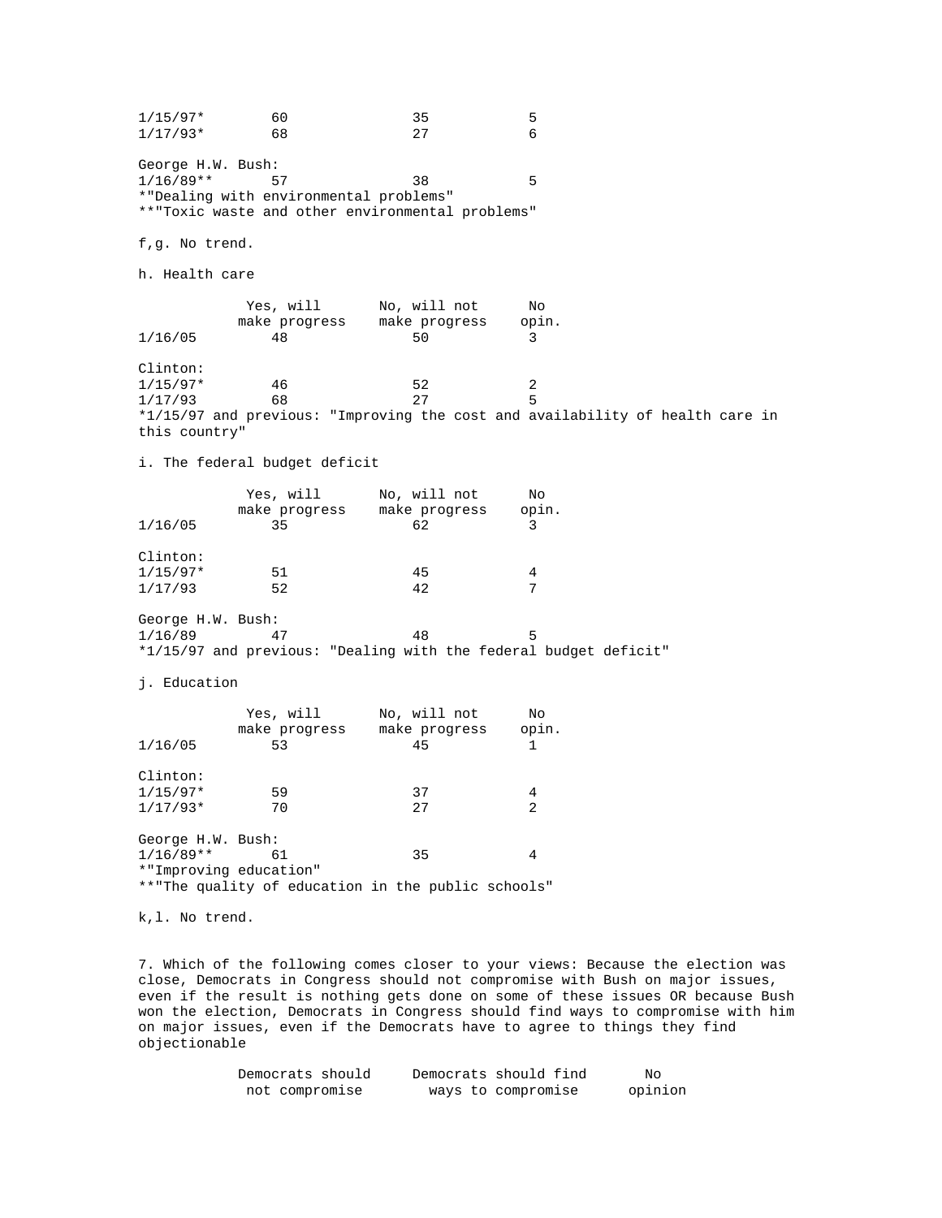| | | | |
|---|---|---|---|
| 1/15/97* | 60 | 35 | 5 |
| 1/17/93* | 68 | 27 | 6 |
| George H.W. Bush: | | | |
| 1/16/89** | 57 | 38 | 5 |

*"Dealing with environmental problems"
**"Toxic waste and other environmental problems"

f,g. No trend.

h. Health care

| | Yes, will make progress | No, will not make progress | No opin. |
|---|---|---|---|
| 1/16/05 | 48 | 50 | 3 |
| Clinton: | | | |
| 1/15/97* | 46 | 52 | 2 |
| 1/17/93 | 68 | 27 | 5 |

*1/15/97 and previous: "Improving the cost and availability of health care in this country"

i. The federal budget deficit

| | Yes, will make progress | No, will not make progress | No opin. |
|---|---|---|---|
| 1/16/05 | 35 | 62 | 3 |
| Clinton: | | | |
| 1/15/97* | 51 | 45 | 4 |
| 1/17/93 | 52 | 42 | 7 |
| George H.W. Bush: | | | |
| 1/16/89 | 47 | 48 | 5 |

*1/15/97 and previous: "Dealing with the federal budget deficit"

j. Education

| | Yes, will make progress | No, will not make progress | No opin. |
|---|---|---|---|
| 1/16/05 | 53 | 45 | 1 |
| Clinton: | | | |
| 1/15/97* | 59 | 37 | 4 |
| 1/17/93* | 70 | 27 | 2 |
| George H.W. Bush: | | | |
| 1/16/89** | 61 | 35 | 4 |

*"Improving education"
**"The quality of education in the public schools"

k,l. No trend.

7. Which of the following comes closer to your views: Because the election was close, Democrats in Congress should not compromise with Bush on major issues, even if the result is nothing gets done on some of these issues OR because Bush won the election, Democrats in Congress should find ways to compromise with him on major issues, even if the Democrats have to agree to things they find objectionable

| | Democrats should not compromise | Democrats should find ways to compromise | No opinion |
|---|---|---|---|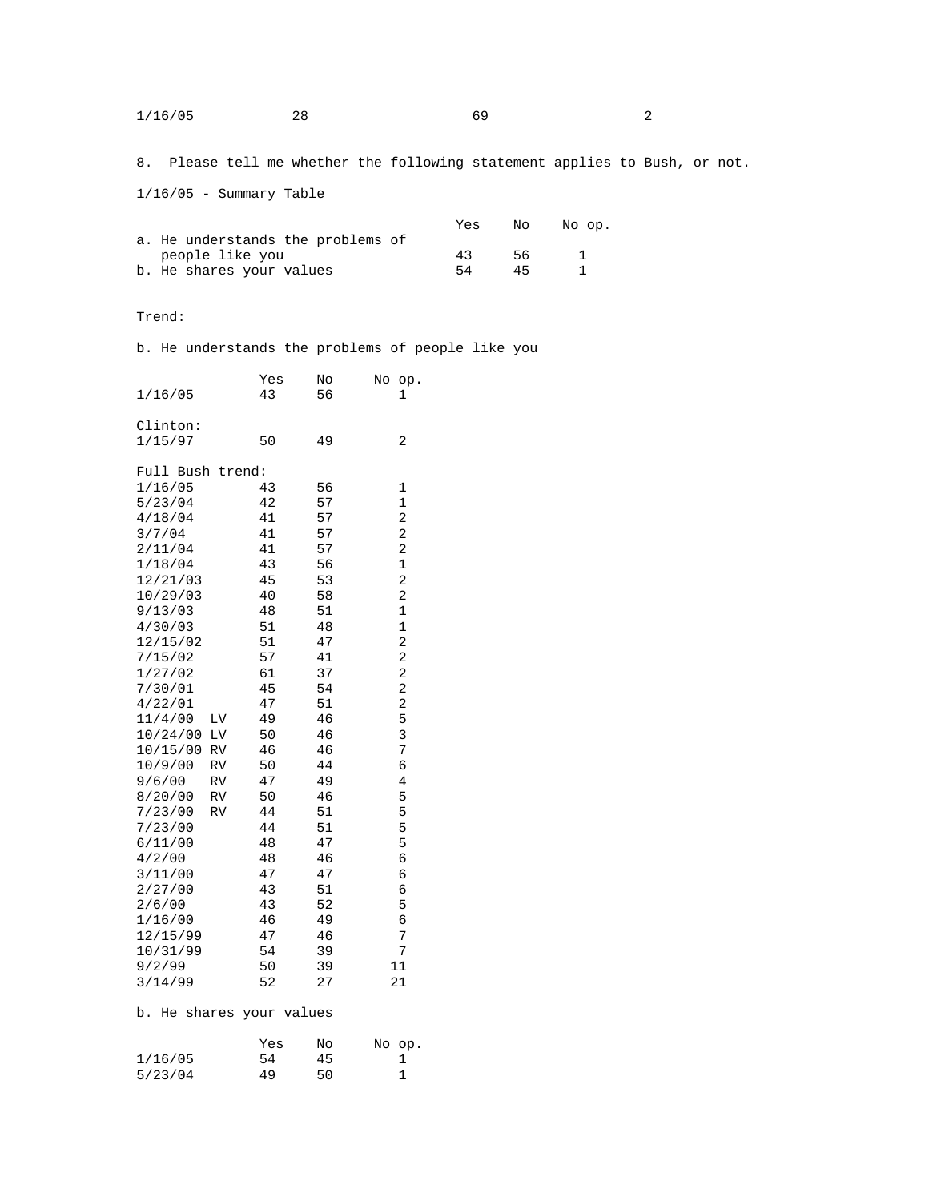| | | | |
|---|---|---|---|
| 1/16/05 | 28 | 69 | 2 |

8. Please tell me whether the following statement applies to Bush, or not.

1/16/05 - Summary Table

| | Yes | No | No op. |
|---|---|---|---|
| a. He understands the problems of people like you | 43 | 56 | 1 |
| b. He shares your values | 54 | 45 | 1 |

Trend:

b. He understands the problems of people like you

| | Yes | No | No op. |
|---|---|---|---|
| 1/16/05 | 43 | 56 | 1 |
| **Clinton:** | | | |
| 1/15/97 | 50 | 49 | 2 |
| **Full Bush trend:** | | | |
| 1/16/05 | 43 | 56 | 1 |
| 5/23/04 | 42 | 57 | 1 |
| 4/18/04 | 41 | 57 | 2 |
| 3/7/04 | 41 | 57 | 2 |
| 2/11/04 | 41 | 57 | 2 |
| 1/18/04 | 43 | 56 | 1 |
| 12/21/03 | 45 | 53 | 2 |
| 10/29/03 | 40 | 58 | 2 |
| 9/13/03 | 48 | 51 | 1 |
| 4/30/03 | 51 | 48 | 1 |
| 12/15/02 | 51 | 47 | 2 |
| 7/15/02 | 57 | 41 | 2 |
| 1/27/02 | 61 | 37 | 2 |
| 7/30/01 | 45 | 54 | 2 |
| 4/22/01 | 47 | 51 | 2 |
| 11/4/00 LV | 49 | 46 | 5 |
| 10/24/00 LV | 50 | 46 | 3 |
| 10/15/00 RV | 46 | 46 | 7 |
| 10/9/00 RV | 50 | 44 | 6 |
| 9/6/00 RV | 47 | 49 | 4 |
| 8/20/00 RV | 50 | 46 | 5 |
| 7/23/00 RV | 44 | 51 | 5 |
| 7/23/00 | 44 | 51 | 5 |
| 6/11/00 | 48 | 47 | 5 |
| 4/2/00 | 48 | 46 | 6 |
| 3/11/00 | 47 | 47 | 6 |
| 2/27/00 | 43 | 51 | 6 |
| 2/6/00 | 43 | 52 | 5 |
| 1/16/00 | 46 | 49 | 6 |
| 12/15/99 | 47 | 46 | 7 |
| 10/31/99 | 54 | 39 | 7 |
| 9/2/99 | 50 | 39 | 11 |
| 3/14/99 | 52 | 27 | 21 |

b. He shares your values

| | Yes | No | No op. |
|---|---|---|---|
| 1/16/05 | 54 | 45 | 1 |
| 5/23/04 | 49 | 50 | 1 |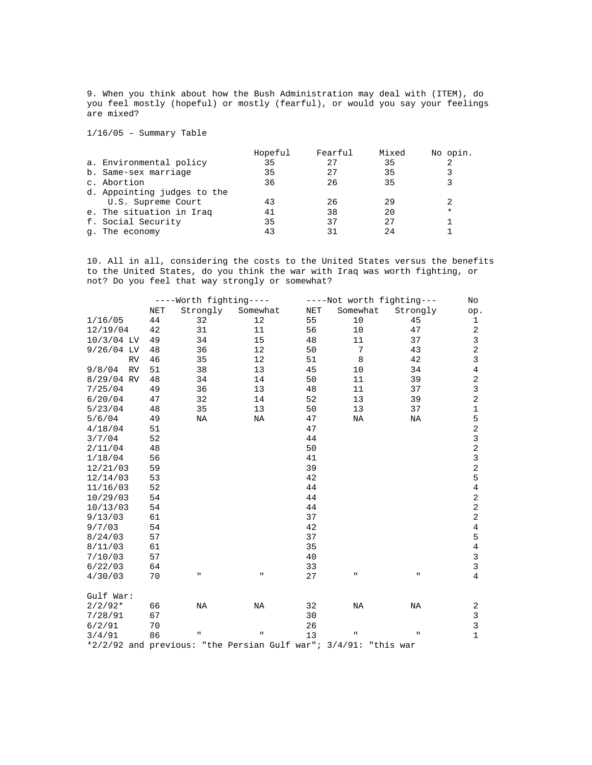9. When you think about how the Bush Administration may deal with (ITEM), do you feel mostly (hopeful) or mostly (fearful), or would you say your feelings are mixed?

1/16/05 – Summary Table

| | Hopeful | Fearful | Mixed | No opin. |
|---|---|---|---|---|
| a. Environmental policy | 35 | 27 | 35 | 2 |
| b. Same-sex marriage | 35 | 27 | 35 | 3 |
| c. Abortion | 36 | 26 | 35 | 3 |
| d. Appointing judges to the U.S. Supreme Court | 43 | 26 | 29 | 2 |
| e. The situation in Iraq | 41 | 38 | 20 | * |
| f. Social Security | 35 | 37 | 27 | 1 |
| g. The economy | 43 | 31 | 24 | 1 |

10. All in all, considering the costs to the United States versus the benefits to the United States, do you think the war with Iraq was worth fighting, or not? Do you feel that way strongly or somewhat?

| | ----Worth fighting---- | | | ----Not worth fighting--- | | | No |
|---|---|---|---|---|---|---|---|
| | NET | Strongly | Somewhat | NET | Somewhat | Strongly | op. |
| 1/16/05 | 44 | 32 | 12 | 55 | 10 | 45 | 1 |
| 12/19/04 | 42 | 31 | 11 | 56 | 10 | 47 | 2 |
| 10/3/04 LV | 49 | 34 | 15 | 48 | 11 | 37 | 3 |
| 9/26/04 LV | 48 | 36 | 12 | 50 | 7 | 43 | 2 |
| RV | 46 | 35 | 12 | 51 | 8 | 42 | 3 |
| 9/8/04 RV | 51 | 38 | 13 | 45 | 10 | 34 | 4 |
| 8/29/04 RV | 48 | 34 | 14 | 50 | 11 | 39 | 2 |
| 7/25/04 | 49 | 36 | 13 | 48 | 11 | 37 | 3 |
| 6/20/04 | 47 | 32 | 14 | 52 | 13 | 39 | 2 |
| 5/23/04 | 48 | 35 | 13 | 50 | 13 | 37 | 1 |
| 5/6/04 | 49 | NA | NA | 47 | NA | NA | 5 |
| 4/18/04 | 51 | | | 47 | | | 2 |
| 3/7/04 | 52 | | | 44 | | | 3 |
| 2/11/04 | 48 | | | 50 | | | 2 |
| 1/18/04 | 56 | | | 41 | | | 3 |
| 12/21/03 | 59 | | | 39 | | | 2 |
| 12/14/03 | 53 | | | 42 | | | 5 |
| 11/16/03 | 52 | | | 44 | | | 4 |
| 10/29/03 | 54 | | | 44 | | | 2 |
| 10/13/03 | 54 | | | 44 | | | 2 |
| 9/13/03 | 61 | | | 37 | | | 2 |
| 9/7/03 | 54 | | | 42 | | | 4 |
| 8/24/03 | 57 | | | 37 | | | 5 |
| 8/11/03 | 61 | | | 35 | | | 4 |
| 7/10/03 | 57 | | | 40 | | | 3 |
| 6/22/03 | 64 | | | 33 | | | 3 |
| 4/30/03 | 70 | " | " | 27 | " | " | 4 |
| Gulf War: | | | | | | | |
| 2/2/92* | 66 | NA | NA | 32 | NA | NA | 2 |
| 7/28/91 | 67 | | | 30 | | | 3 |
| 6/2/91 | 70 | | | 26 | | | 3 |
| 3/4/91 | 86 | " | " | 13 | " | " | 1 |

*2/2/92 and previous: "the Persian Gulf war"; 3/4/91: "this war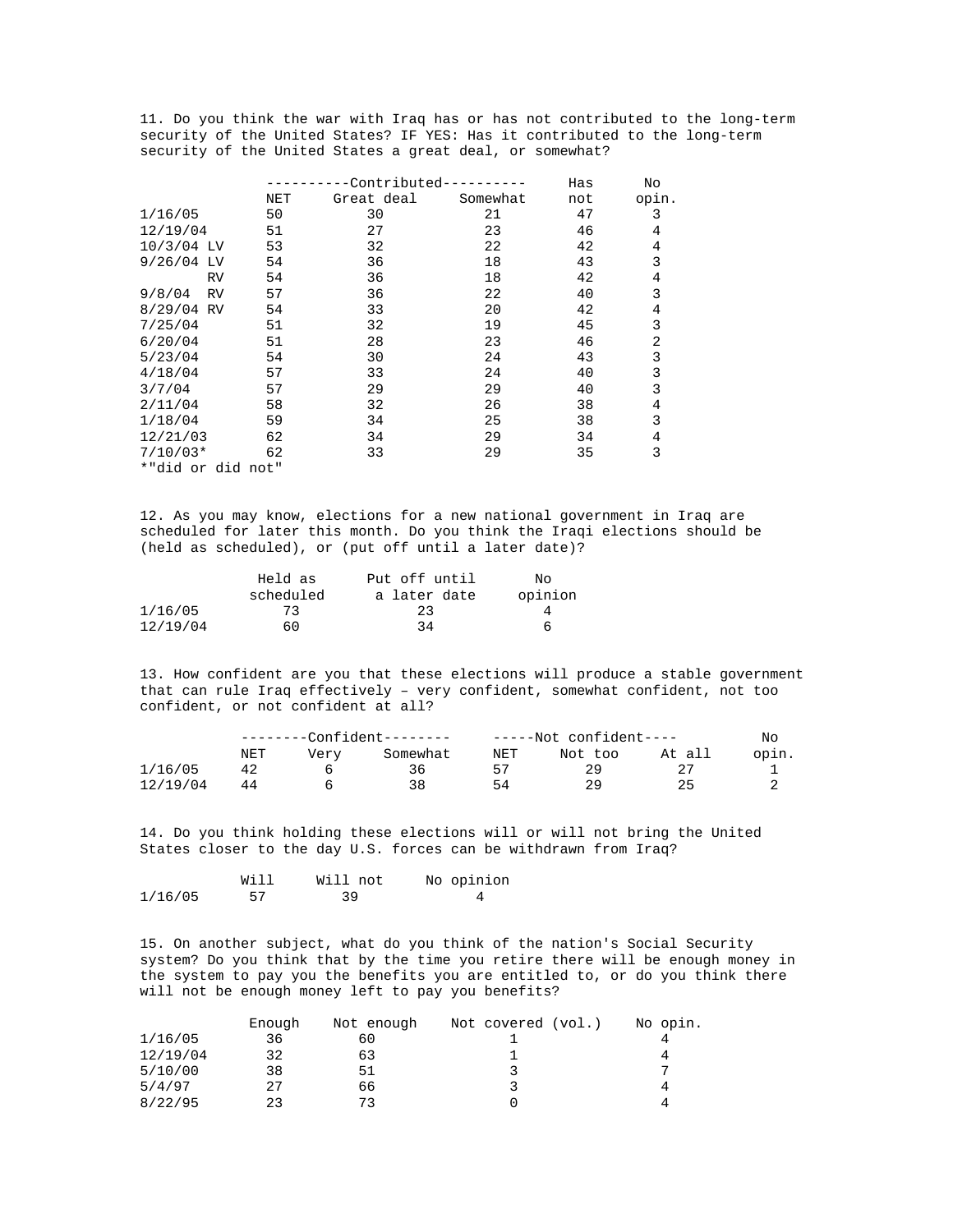11. Do you think the war with Iraq has or has not contributed to the long-term security of the United States? IF YES: Has it contributed to the long-term security of the United States a great deal, or somewhat?

| | ----------Contributed---------- | | | Has | No |
|---|---|---|---|---|---|
| | NET | Great deal | Somewhat | not | opin. |
| 1/16/05 | 50 | 30 | 21 | 47 | 3 |
| 12/19/04 | 51 | 27 | 23 | 46 | 4 |
| 10/3/04 LV | 53 | 32 | 22 | 42 | 4 |
| 9/26/04 LV | 54 | 36 | 18 | 43 | 3 |
| RV | 54 | 36 | 18 | 42 | 4 |
| 9/8/04 RV | 57 | 36 | 22 | 40 | 3 |
| 8/29/04 RV | 54 | 33 | 20 | 42 | 4 |
| 7/25/04 | 51 | 32 | 19 | 45 | 3 |
| 6/20/04 | 51 | 28 | 23 | 46 | 2 |
| 5/23/04 | 54 | 30 | 24 | 43 | 3 |
| 4/18/04 | 57 | 33 | 24 | 40 | 3 |
| 3/7/04 | 57 | 29 | 29 | 40 | 3 |
| 2/11/04 | 58 | 32 | 26 | 38 | 4 |
| 1/18/04 | 59 | 34 | 25 | 38 | 3 |
| 12/21/03 | 62 | 34 | 29 | 34 | 4 |
| 7/10/03* | 62 | 33 | 29 | 35 | 3 |

*"did or did not"

12. As you may know, elections for a new national government in Iraq are scheduled for later this month. Do you think the Iraqi elections should be (held as scheduled), or (put off until a later date)?

| | Held as scheduled | Put off until a later date | No opinion |
|---|---|---|---|
| 1/16/05 | 73 | 23 | 4 |
| 12/19/04 | 60 | 34 | 6 |

13. How confident are you that these elections will produce a stable government that can rule Iraq effectively – very confident, somewhat confident, not too confident, or not confident at all?

| | --------Confident-------- | | | -----Not confident---- | | | No |
|---|---|---|---|---|---|---|---|
| | NET | Very | Somewhat | NET | Not too | At all | opin. |
| 1/16/05 | 42 | 6 | 36 | 57 | 29 | 27 | 1 |
| 12/19/04 | 44 | 6 | 38 | 54 | 29 | 25 | 2 |

14. Do you think holding these elections will or will not bring the United States closer to the day U.S. forces can be withdrawn from Iraq?

| | Will | Will not | No opinion |
|---|---|---|---|
| 1/16/05 | 57 | 39 | 4 |

15. On another subject, what do you think of the nation's Social Security system? Do you think that by the time you retire there will be enough money in the system to pay you the benefits you are entitled to, or do you think there will not be enough money left to pay you benefits?

| | Enough | Not enough | Not covered (vol.) | No opin. |
|---|---|---|---|---|
| 1/16/05 | 36 | 60 | 1 | 4 |
| 12/19/04 | 32 | 63 | 1 | 4 |
| 5/10/00 | 38 | 51 | 3 | 7 |
| 5/4/97 | 27 | 66 | 3 | 4 |
| 8/22/95 | 23 | 73 | 0 | 4 |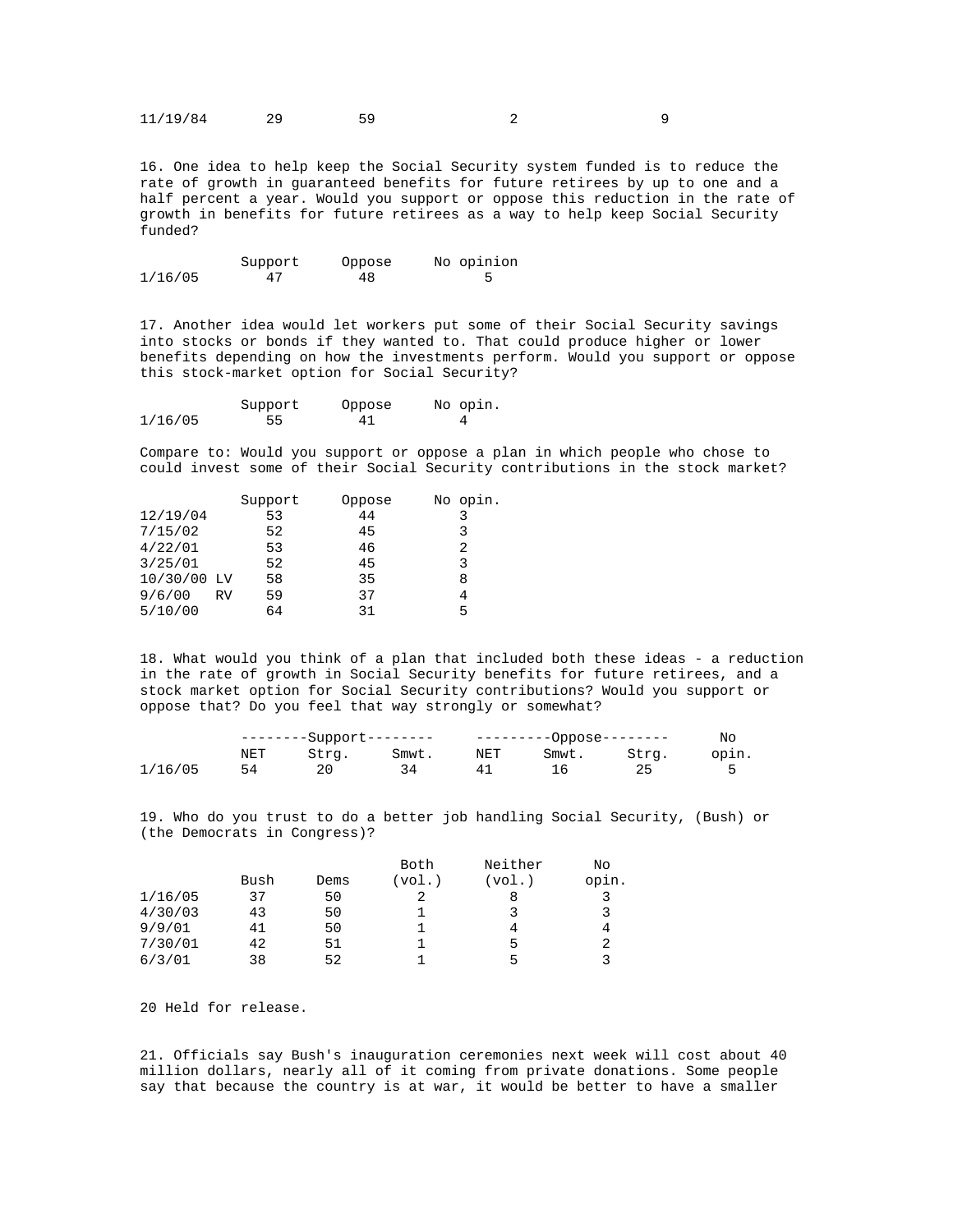| | | | | |
|---|---|---|---|---|
| 11/19/84 | 29 | 59 | 2 | 9 |

16. One idea to help keep the Social Security system funded is to reduce the rate of growth in guaranteed benefits for future retirees by up to one and a half percent a year. Would you support or oppose this reduction in the rate of growth in benefits for future retirees as a way to help keep Social Security funded?

| | Support | Oppose | No opinion |
|---|---|---|---|
| 1/16/05 | 47 | 48 | 5 |

17. Another idea would let workers put some of their Social Security savings into stocks or bonds if they wanted to. That could produce higher or lower benefits depending on how the investments perform. Would you support or oppose this stock-market option for Social Security?

| | Support | Oppose | No opin. |
|---|---|---|---|
| 1/16/05 | 55 | 41 | 4 |

Compare to: Would you support or oppose a plan in which people who chose to could invest some of their Social Security contributions in the stock market?

| | Support | Oppose | No opin. |
|---|---|---|---|
| 12/19/04 | 53 | 44 | 3 |
| 7/15/02 | 52 | 45 | 3 |
| 4/22/01 | 53 | 46 | 2 |
| 3/25/01 | 52 | 45 | 3 |
| 10/30/00 LV | 58 | 35 | 8 |
| 9/6/00 RV | 59 | 37 | 4 |
| 5/10/00 | 64 | 31 | 5 |

18. What would you think of a plan that included both these ideas - a reduction in the rate of growth in Social Security benefits for future retirees, and a stock market option for Social Security contributions? Would you support or oppose that? Do you feel that way strongly or somewhat?

| | --------Support-------- | | | ---------Oppose-------- | | | No |
|---|---|---|---|---|---|---|---|
| | NET | Strg. | Smwt. | NET | Smwt. | Strg. | opin. |
| 1/16/05 | 54 | 20 | 34 | 41 | 16 | 25 | 5 |

19. Who do you trust to do a better job handling Social Security, (Bush) or (the Democrats in Congress)?

| | Bush | Dems | Both (vol.) | Neither (vol.) | No opin. |
|---|---|---|---|---|---|
| 1/16/05 | 37 | 50 | 2 | 8 | 3 |
| 4/30/03 | 43 | 50 | 1 | 3 | 3 |
| 9/9/01 | 41 | 50 | 1 | 4 | 4 |
| 7/30/01 | 42 | 51 | 1 | 5 | 2 |
| 6/3/01 | 38 | 52 | 1 | 5 | 3 |

20 Held for release.

21. Officials say Bush's inauguration ceremonies next week will cost about 40 million dollars, nearly all of it coming from private donations. Some people say that because the country is at war, it would be better to have a smaller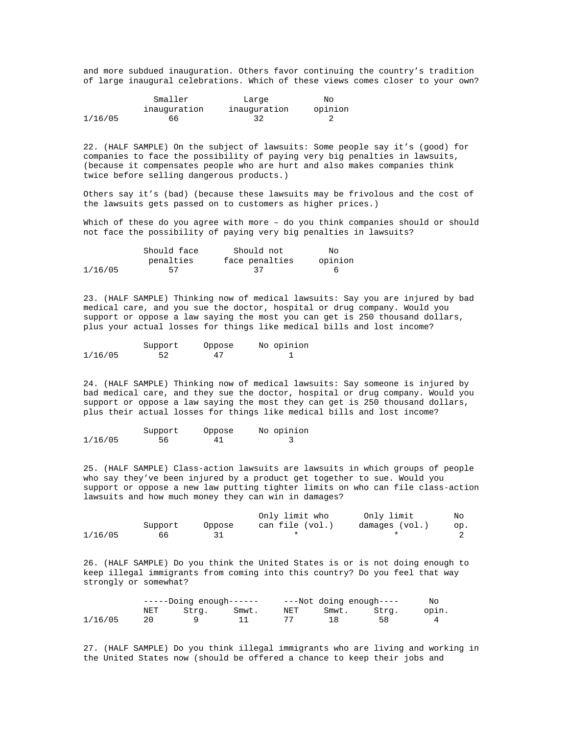and more subdued inauguration. Others favor continuing the country's tradition of large inaugural celebrations. Which of these views comes closer to your own?

| | Smaller inauguration | Large inauguration | No opinion |
|---|---|---|---|
| 1/16/05 | 66 | 32 | 2 |

22. (HALF SAMPLE) On the subject of lawsuits: Some people say it's (good) for companies to face the possibility of paying very big penalties in lawsuits, (because it compensates people who are hurt and also makes companies think twice before selling dangerous products.)

Others say it's (bad) (because these lawsuits may be frivolous and the cost of the lawsuits gets passed on to customers as higher prices.)

Which of these do you agree with more – do you think companies should or should not face the possibility of paying very big penalties in lawsuits?

| | Should face penalties | Should not face penalties | No opinion |
|---|---|---|---|
| 1/16/05 | 57 | 37 | 6 |

23. (HALF SAMPLE) Thinking now of medical lawsuits: Say you are injured by bad medical care, and you sue the doctor, hospital or drug company. Would you support or oppose a law saying the most you can get is 250 thousand dollars, plus your actual losses for things like medical bills and lost income?

| | Support | Oppose | No opinion |
|---|---|---|---|
| 1/16/05 | 52 | 47 | 1 |

24. (HALF SAMPLE) Thinking now of medical lawsuits: Say someone is injured by bad medical care, and they sue the doctor, hospital or drug company. Would you support or oppose a law saying the most they can get is 250 thousand dollars, plus their actual losses for things like medical bills and lost income?

| | Support | Oppose | No opinion |
|---|---|---|---|
| 1/16/05 | 56 | 41 | 3 |

25. (HALF SAMPLE) Class-action lawsuits are lawsuits in which groups of people who say they've been injured by a product get together to sue. Would you support or oppose a new law putting tighter limits on who can file class-action lawsuits and how much money they can win in damages?

| | Support | Oppose | Only limit who can file (vol.) | Only limit damages (vol.) | No op. |
|---|---|---|---|---|---|
| 1/16/05 | 66 | 31 | * | * | 2 |

26. (HALF SAMPLE) Do you think the United States is or is not doing enough to keep illegal immigrants from coming into this country? Do you feel that way strongly or somewhat?

| | -----Doing enough------ | | | ---Not doing enough---- | | | No |
|---|---|---|---|---|---|---|---|
| | NET | Strg. | Smwt. | NET | Smwt. | Strg. | opin. |
| 1/16/05 | 20 | 9 | 11 | 77 | 18 | 58 | 4 |

27. (HALF SAMPLE) Do you think illegal immigrants who are living and working in the United States now (should be offered a chance to keep their jobs and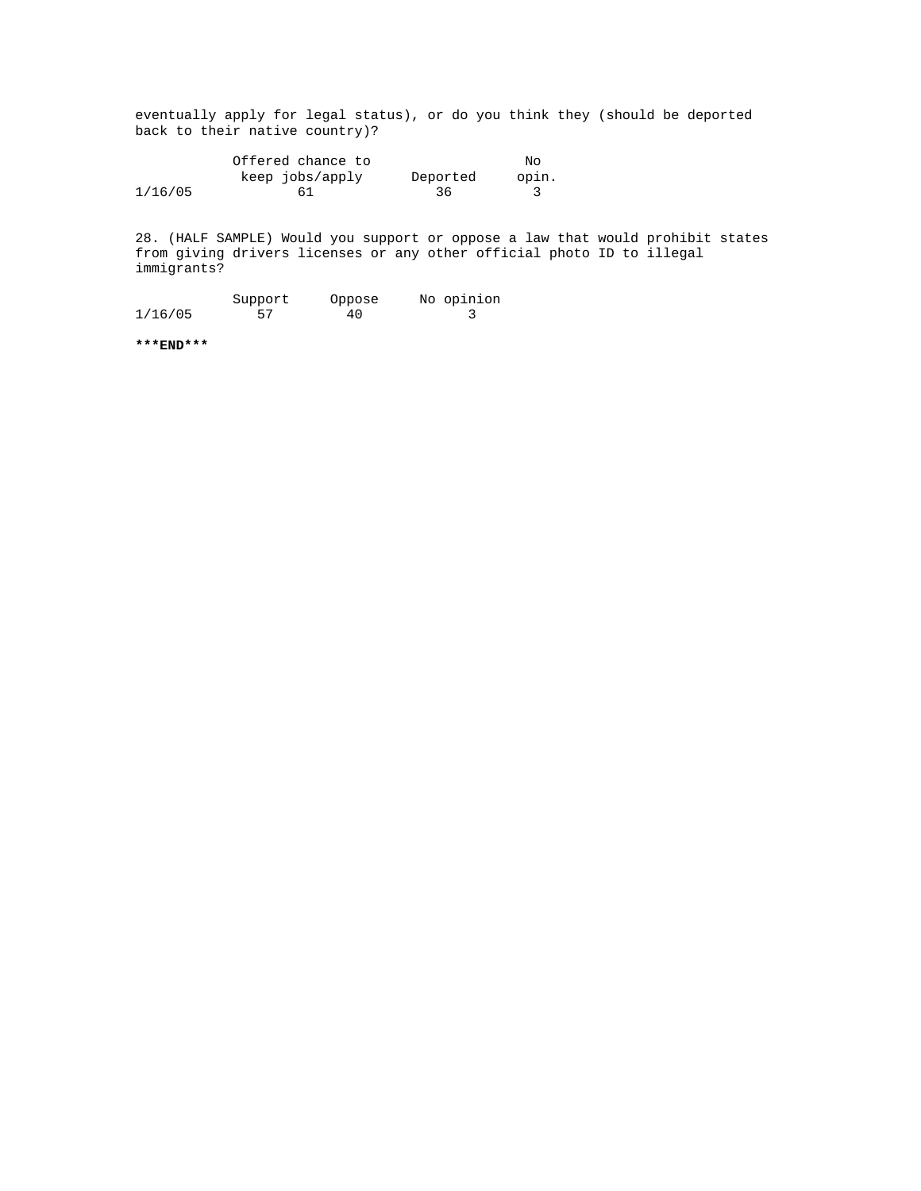eventually apply for legal status), or do you think they (should be deported back to their native country)?

| | Offered chance to keep jobs/apply | Deported | No opin. |
|---|---|---|---|
| 1/16/05 | 61 | 36 | 3 |

28. (HALF SAMPLE) Would you support or oppose a law that would prohibit states from giving drivers licenses or any other official photo ID to illegal immigrants?

| | Support | Oppose | No opinion |
|---|---|---|---|
| 1/16/05 | 57 | 40 | 3 |

***END***